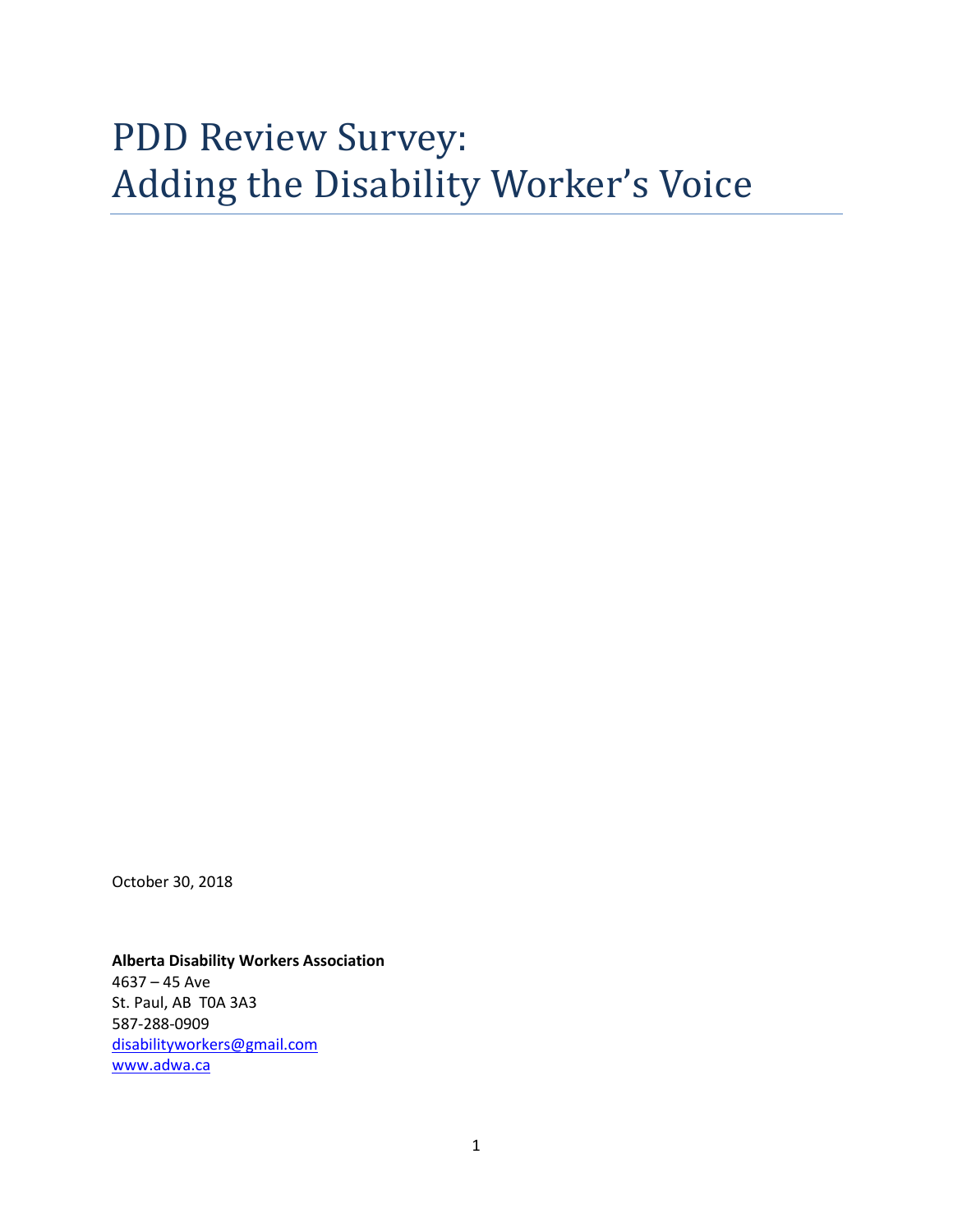# PDD Review Survey: Adding the Disability Worker's Voice

October 30, 2018

**Alberta Disability Workers Association**
4637 – 45 Ave
St. Paul, AB  T0A 3A3
587-288-0909
disabilityworkers@gmail.com
www.adwa.ca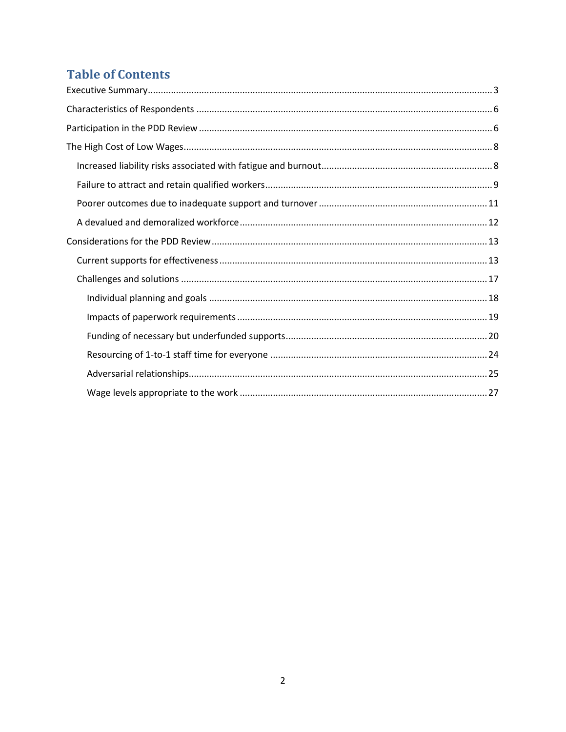# Table of Contents

Executive Summary ..... 3

Characteristics of Respondents ..... 6

Participation in the PDD Review ..... 6

The High Cost of Low Wages ..... 8

- Increased liability risks associated with fatigue and burnout ..... 8
- Failure to attract and retain qualified workers ..... 9
- Poorer outcomes due to inadequate support and turnover ..... 11
- A devalued and demoralized workforce ..... 12

Considerations for the PDD Review ..... 13

- Current supports for effectiveness ..... 13
- Challenges and solutions ..... 17
  - Individual planning and goals ..... 18
  - Impacts of paperwork requirements ..... 19
  - Funding of necessary but underfunded supports ..... 20
  - Resourcing of 1-to-1 staff time for everyone ..... 24
  - Adversarial relationships ..... 25
  - Wage levels appropriate to the work ..... 27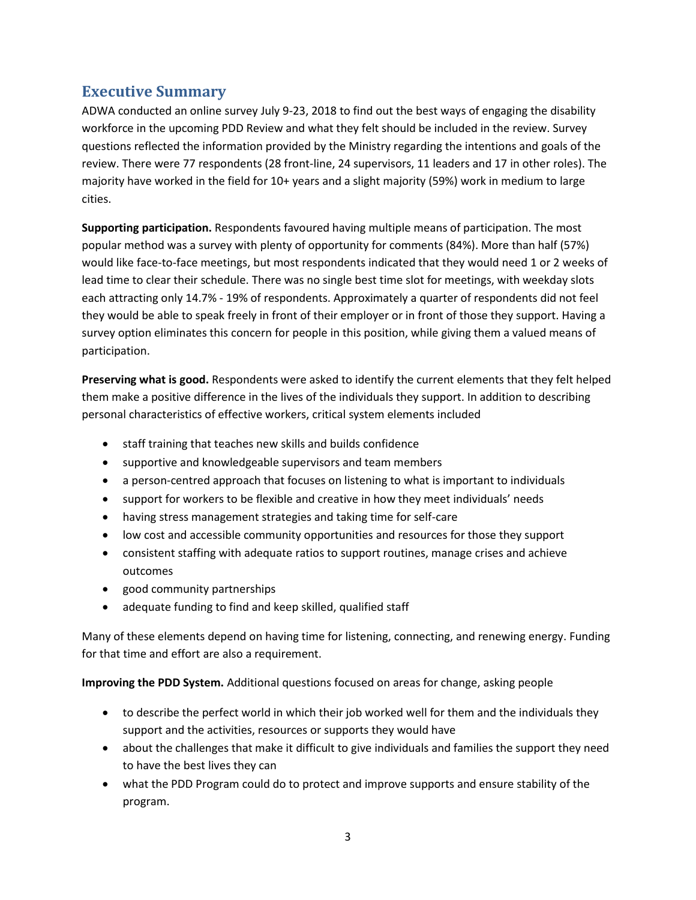## Executive Summary

ADWA conducted an online survey July 9-23, 2018 to find out the best ways of engaging the disability workforce in the upcoming PDD Review and what they felt should be included in the review. Survey questions reflected the information provided by the Ministry regarding the intentions and goals of the review. There were 77 respondents (28 front-line, 24 supervisors, 11 leaders and 17 in other roles). The majority have worked in the field for 10+ years and a slight majority (59%) work in medium to large cities.

**Supporting participation.** Respondents favoured having multiple means of participation. The most popular method was a survey with plenty of opportunity for comments (84%). More than half (57%) would like face-to-face meetings, but most respondents indicated that they would need 1 or 2 weeks of lead time to clear their schedule. There was no single best time slot for meetings, with weekday slots each attracting only 14.7% - 19% of respondents. Approximately a quarter of respondents did not feel they would be able to speak freely in front of their employer or in front of those they support. Having a survey option eliminates this concern for people in this position, while giving them a valued means of participation.

**Preserving what is good.** Respondents were asked to identify the current elements that they felt helped them make a positive difference in the lives of the individuals they support. In addition to describing personal characteristics of effective workers, critical system elements included

- staff training that teaches new skills and builds confidence
- supportive and knowledgeable supervisors and team members
- a person-centred approach that focuses on listening to what is important to individuals
- support for workers to be flexible and creative in how they meet individuals' needs
- having stress management strategies and taking time for self-care
- low cost and accessible community opportunities and resources for those they support
- consistent staffing with adequate ratios to support routines, manage crises and achieve outcomes
- good community partnerships
- adequate funding to find and keep skilled, qualified staff

Many of these elements depend on having time for listening, connecting, and renewing energy. Funding for that time and effort are also a requirement.

**Improving the PDD System.** Additional questions focused on areas for change, asking people

- to describe the perfect world in which their job worked well for them and the individuals they support and the activities, resources or supports they would have
- about the challenges that make it difficult to give individuals and families the support they need to have the best lives they can
- what the PDD Program could do to protect and improve supports and ensure stability of the program.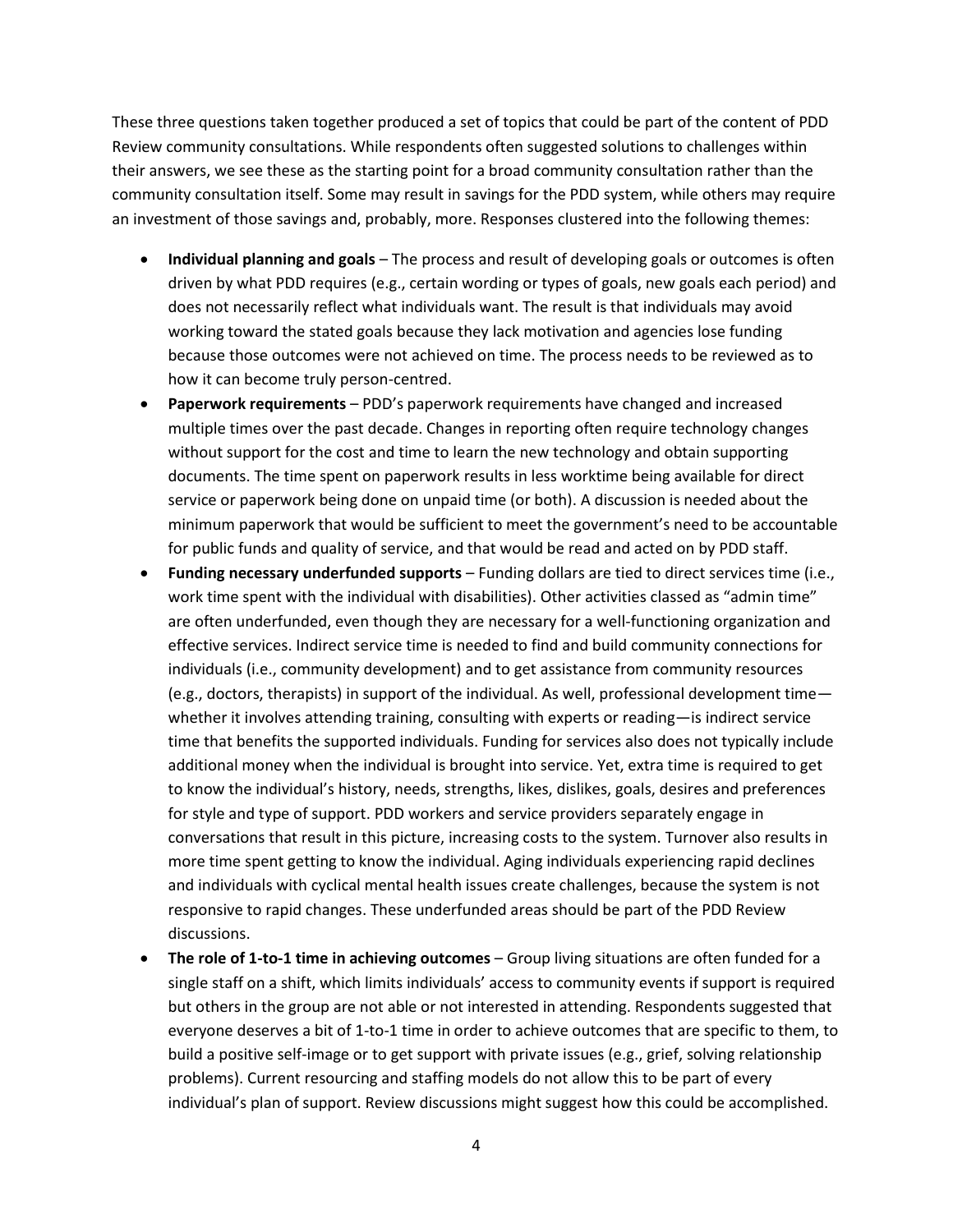These three questions taken together produced a set of topics that could be part of the content of PDD Review community consultations. While respondents often suggested solutions to challenges within their answers, we see these as the starting point for a broad community consultation rather than the community consultation itself. Some may result in savings for the PDD system, while others may require an investment of those savings and, probably, more. Responses clustered into the following themes:

- **Individual planning and goals** – The process and result of developing goals or outcomes is often driven by what PDD requires (e.g., certain wording or types of goals, new goals each period) and does not necessarily reflect what individuals want. The result is that individuals may avoid working toward the stated goals because they lack motivation and agencies lose funding because those outcomes were not achieved on time. The process needs to be reviewed as to how it can become truly person-centred.
- **Paperwork requirements** – PDD's paperwork requirements have changed and increased multiple times over the past decade. Changes in reporting often require technology changes without support for the cost and time to learn the new technology and obtain supporting documents. The time spent on paperwork results in less worktime being available for direct service or paperwork being done on unpaid time (or both). A discussion is needed about the minimum paperwork that would be sufficient to meet the government's need to be accountable for public funds and quality of service, and that would be read and acted on by PDD staff.
- **Funding necessary underfunded supports** – Funding dollars are tied to direct services time (i.e., work time spent with the individual with disabilities). Other activities classed as "admin time" are often underfunded, even though they are necessary for a well-functioning organization and effective services. Indirect service time is needed to find and build community connections for individuals (i.e., community development) and to get assistance from community resources (e.g., doctors, therapists) in support of the individual. As well, professional development time—whether it involves attending training, consulting with experts or reading—is indirect service time that benefits the supported individuals. Funding for services also does not typically include additional money when the individual is brought into service. Yet, extra time is required to get to know the individual's history, needs, strengths, likes, dislikes, goals, desires and preferences for style and type of support. PDD workers and service providers separately engage in conversations that result in this picture, increasing costs to the system. Turnover also results in more time spent getting to know the individual. Aging individuals experiencing rapid declines and individuals with cyclical mental health issues create challenges, because the system is not responsive to rapid changes. These underfunded areas should be part of the PDD Review discussions.
- **The role of 1-to-1 time in achieving outcomes** – Group living situations are often funded for a single staff on a shift, which limits individuals' access to community events if support is required but others in the group are not able or not interested in attending. Respondents suggested that everyone deserves a bit of 1-to-1 time in order to achieve outcomes that are specific to them, to build a positive self-image or to get support with private issues (e.g., grief, solving relationship problems). Current resourcing and staffing models do not allow this to be part of every individual's plan of support. Review discussions might suggest how this could be accomplished.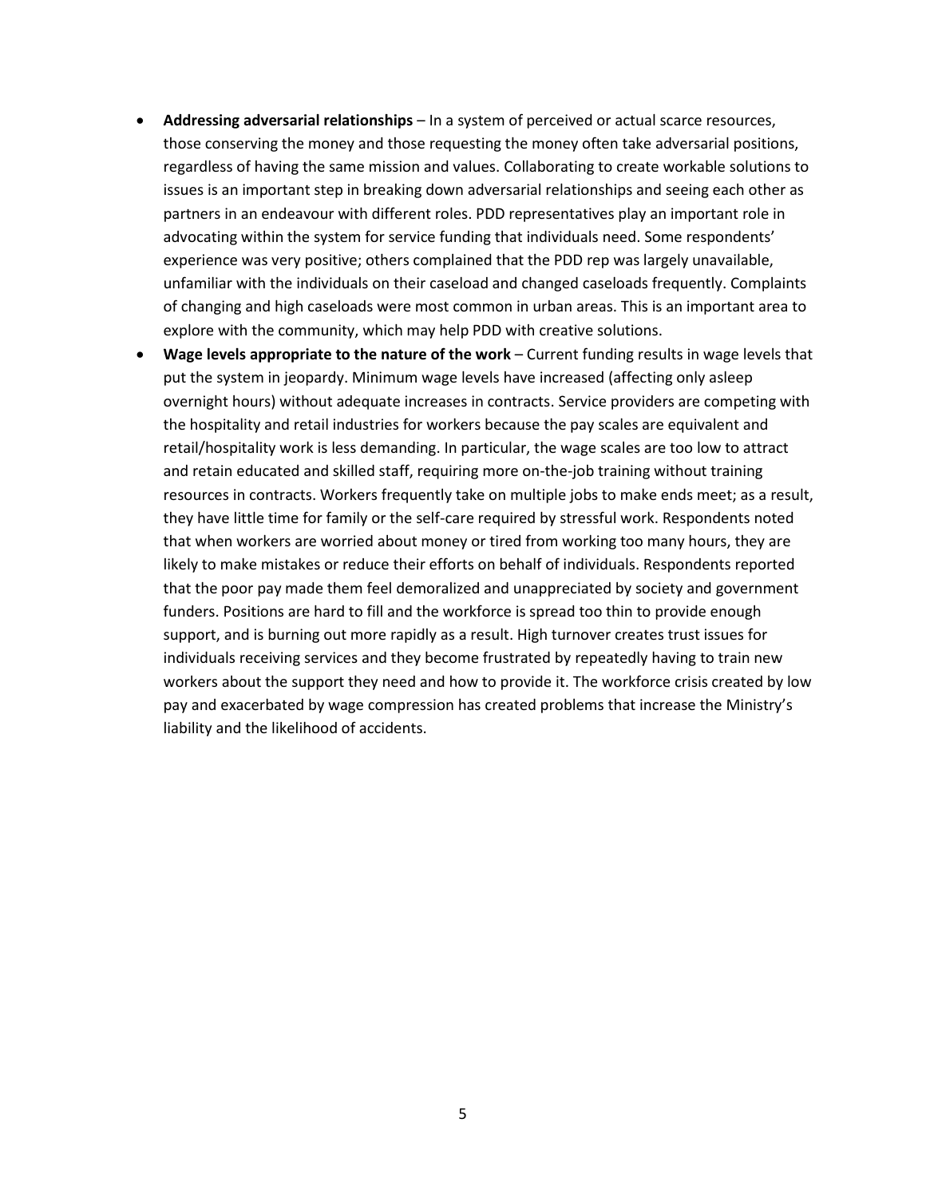- **Addressing adversarial relationships** – In a system of perceived or actual scarce resources, those conserving the money and those requesting the money often take adversarial positions, regardless of having the same mission and values. Collaborating to create workable solutions to issues is an important step in breaking down adversarial relationships and seeing each other as partners in an endeavour with different roles. PDD representatives play an important role in advocating within the system for service funding that individuals need. Some respondents' experience was very positive; others complained that the PDD rep was largely unavailable, unfamiliar with the individuals on their caseload and changed caseloads frequently. Complaints of changing and high caseloads were most common in urban areas. This is an important area to explore with the community, which may help PDD with creative solutions.
- **Wage levels appropriate to the nature of the work** – Current funding results in wage levels that put the system in jeopardy. Minimum wage levels have increased (affecting only asleep overnight hours) without adequate increases in contracts. Service providers are competing with the hospitality and retail industries for workers because the pay scales are equivalent and retail/hospitality work is less demanding. In particular, the wage scales are too low to attract and retain educated and skilled staff, requiring more on-the-job training without training resources in contracts. Workers frequently take on multiple jobs to make ends meet; as a result, they have little time for family or the self-care required by stressful work. Respondents noted that when workers are worried about money or tired from working too many hours, they are likely to make mistakes or reduce their efforts on behalf of individuals. Respondents reported that the poor pay made them feel demoralized and unappreciated by society and government funders. Positions are hard to fill and the workforce is spread too thin to provide enough support, and is burning out more rapidly as a result. High turnover creates trust issues for individuals receiving services and they become frustrated by repeatedly having to train new workers about the support they need and how to provide it. The workforce crisis created by low pay and exacerbated by wage compression has created problems that increase the Ministry's liability and the likelihood of accidents.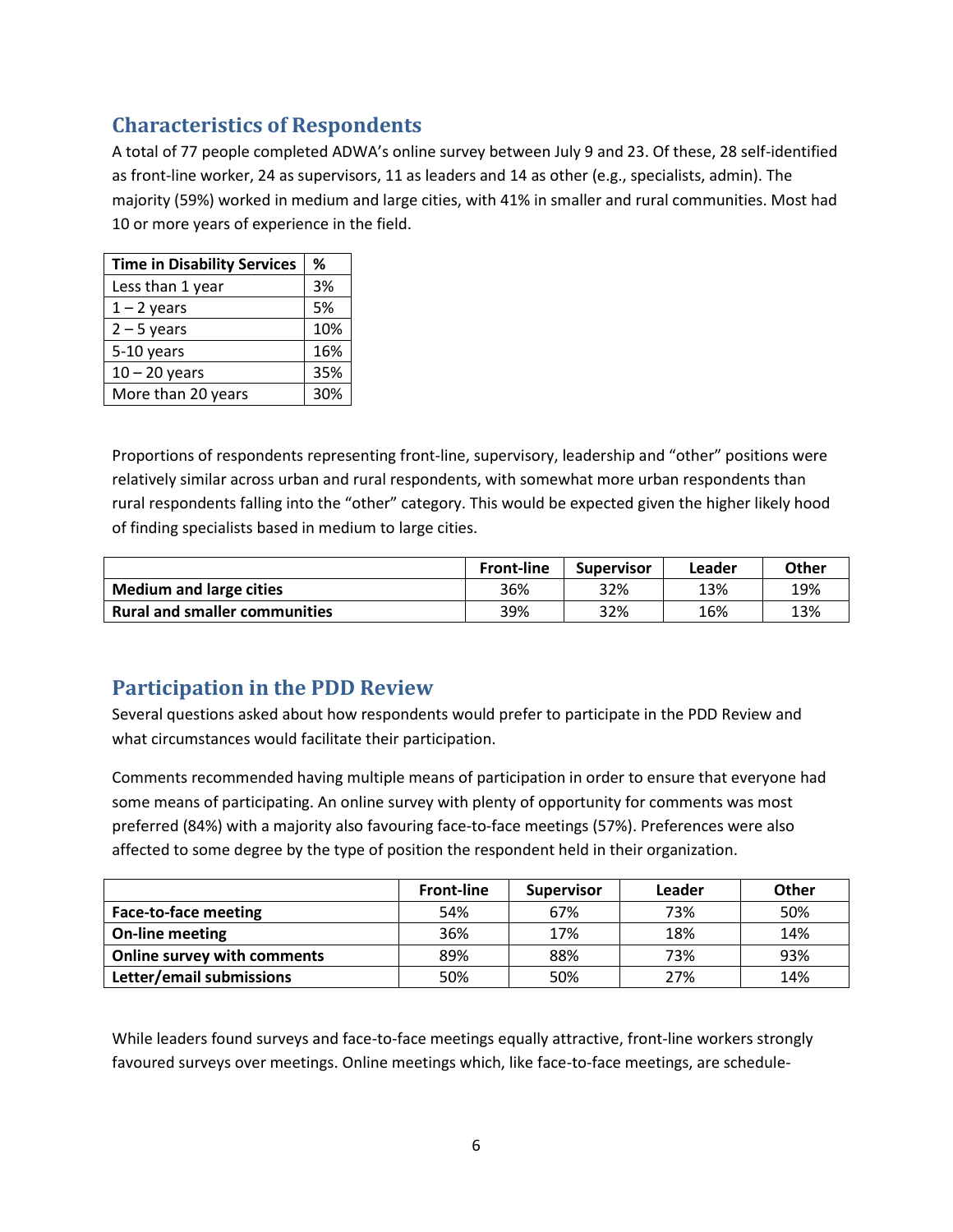## Characteristics of Respondents

A total of 77 people completed ADWA's online survey between July 9 and 23. Of these, 28 self-identified as front-line worker, 24 as supervisors, 11 as leaders and 14 as other (e.g., specialists, admin). The majority (59%) worked in medium and large cities, with 41% in smaller and rural communities. Most had 10 or more years of experience in the field.

| Time in Disability Services | % |
|---|---|
| Less than 1 year | 3% |
| 1 – 2 years | 5% |
| 2 – 5 years | 10% |
| 5-10 years | 16% |
| 10 – 20 years | 35% |
| More than 20 years | 30% |

Proportions of respondents representing front-line, supervisory, leadership and "other" positions were relatively similar across urban and rural respondents, with somewhat more urban respondents than rural respondents falling into the "other" category. This would be expected given the higher likely hood of finding specialists based in medium to large cities.

| | Front-line | Supervisor | Leader | Other |
|---|---|---|---|---|
| **Medium and large cities** | 36% | 32% | 13% | 19% |
| **Rural and smaller communities** | 39% | 32% | 16% | 13% |

## Participation in the PDD Review

Several questions asked about how respondents would prefer to participate in the PDD Review and what circumstances would facilitate their participation.

Comments recommended having multiple means of participation in order to ensure that everyone had some means of participating. An online survey with plenty of opportunity for comments was most preferred (84%) with a majority also favouring face-to-face meetings (57%). Preferences were also affected to some degree by the type of position the respondent held in their organization.

| | Front-line | Supervisor | Leader | Other |
|---|---|---|---|---|
| **Face-to-face meeting** | 54% | 67% | 73% | 50% |
| **On-line meeting** | 36% | 17% | 18% | 14% |
| **Online survey with comments** | 89% | 88% | 73% | 93% |
| **Letter/email submissions** | 50% | 50% | 27% | 14% |

While leaders found surveys and face-to-face meetings equally attractive, front-line workers strongly favoured surveys over meetings. Online meetings which, like face-to-face meetings, are schedule-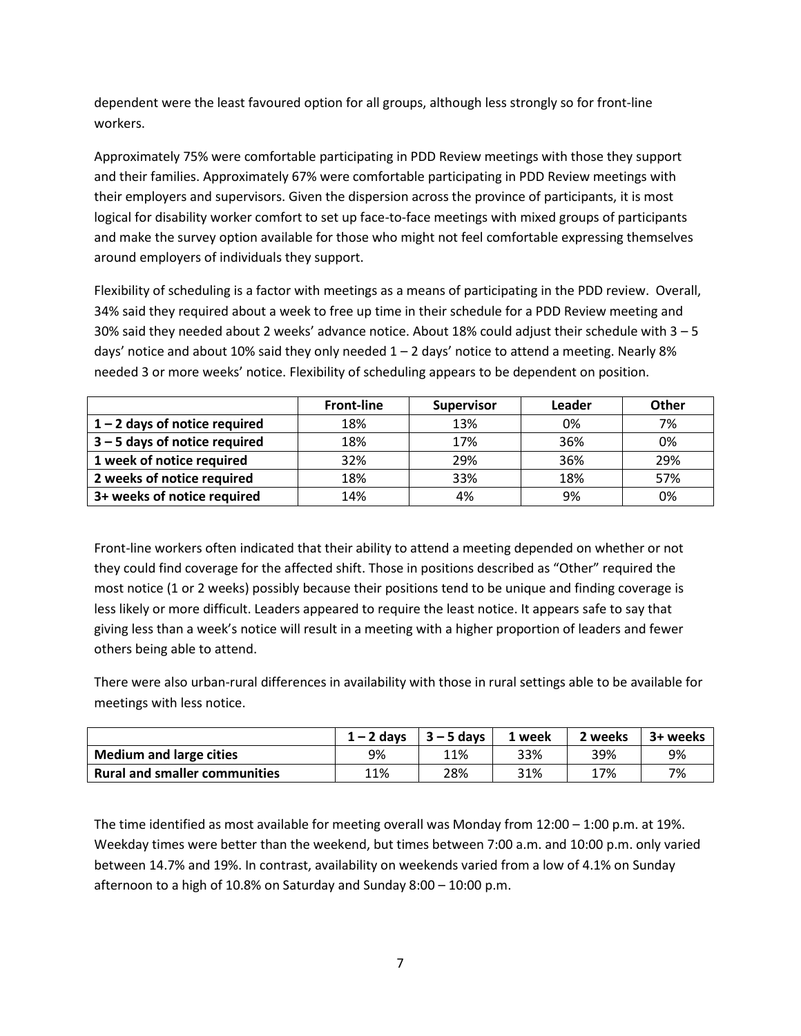dependent were the least favoured option for all groups, although less strongly so for front-line workers.

Approximately 75% were comfortable participating in PDD Review meetings with those they support and their families. Approximately 67% were comfortable participating in PDD Review meetings with their employers and supervisors. Given the dispersion across the province of participants, it is most logical for disability worker comfort to set up face-to-face meetings with mixed groups of participants and make the survey option available for those who might not feel comfortable expressing themselves around employers of individuals they support.

Flexibility of scheduling is a factor with meetings as a means of participating in the PDD review. Overall, 34% said they required about a week to free up time in their schedule for a PDD Review meeting and 30% said they needed about 2 weeks' advance notice. About 18% could adjust their schedule with 3 – 5 days' notice and about 10% said they only needed 1 – 2 days' notice to attend a meeting. Nearly 8% needed 3 or more weeks' notice. Flexibility of scheduling appears to be dependent on position.

| | Front-line | Supervisor | Leader | Other |
|---|---|---|---|---|
| **1 – 2 days of notice required** | 18% | 13% | 0% | 7% |
| **3 – 5 days of notice required** | 18% | 17% | 36% | 0% |
| **1 week of notice required** | 32% | 29% | 36% | 29% |
| **2 weeks of notice required** | 18% | 33% | 18% | 57% |
| **3+ weeks of notice required** | 14% | 4% | 9% | 0% |

Front-line workers often indicated that their ability to attend a meeting depended on whether or not they could find coverage for the affected shift. Those in positions described as "Other" required the most notice (1 or 2 weeks) possibly because their positions tend to be unique and finding coverage is less likely or more difficult. Leaders appeared to require the least notice. It appears safe to say that giving less than a week's notice will result in a meeting with a higher proportion of leaders and fewer others being able to attend.

There were also urban-rural differences in availability with those in rural settings able to be available for meetings with less notice.

| | 1 – 2 days | 3 – 5 days | 1 week | 2 weeks | 3+ weeks |
|---|---|---|---|---|---|
| **Medium and large cities** | 9% | 11% | 33% | 39% | 9% |
| **Rural and smaller communities** | 11% | 28% | 31% | 17% | 7% |

The time identified as most available for meeting overall was Monday from 12:00 – 1:00 p.m. at 19%. Weekday times were better than the weekend, but times between 7:00 a.m. and 10:00 p.m. only varied between 14.7% and 19%. In contrast, availability on weekends varied from a low of 4.1% on Sunday afternoon to a high of 10.8% on Saturday and Sunday 8:00 – 10:00 p.m.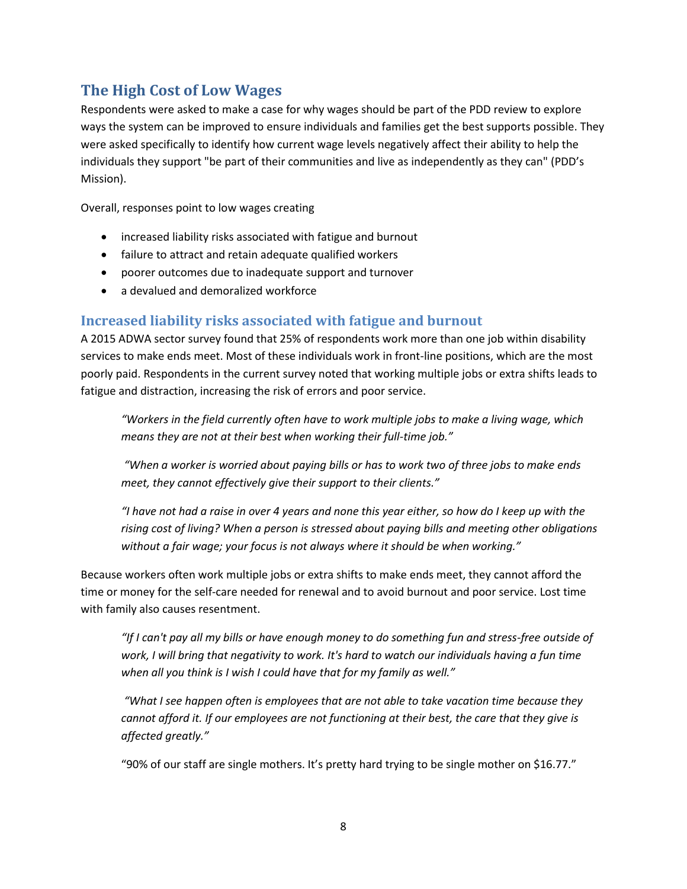## The High Cost of Low Wages

Respondents were asked to make a case for why wages should be part of the PDD review to explore ways the system can be improved to ensure individuals and families get the best supports possible. They were asked specifically to identify how current wage levels negatively affect their ability to help the individuals they support "be part of their communities and live as independently as they can" (PDD's Mission).

Overall, responses point to low wages creating

- increased liability risks associated with fatigue and burnout
- failure to attract and retain adequate qualified workers
- poorer outcomes due to inadequate support and turnover
- a devalued and demoralized workforce

### Increased liability risks associated with fatigue and burnout

A 2015 ADWA sector survey found that 25% of respondents work more than one job within disability services to make ends meet. Most of these individuals work in front-line positions, which are the most poorly paid. Respondents in the current survey noted that working multiple jobs or extra shifts leads to fatigue and distraction, increasing the risk of errors and poor service.

> *"Workers in the field currently often have to work multiple jobs to make a living wage, which means they are not at their best when working their full-time job."*
>
> *"When a worker is worried about paying bills or has to work two of three jobs to make ends meet, they cannot effectively give their support to their clients."*
>
> *"I have not had a raise in over 4 years and none this year either, so how do I keep up with the rising cost of living? When a person is stressed about paying bills and meeting other obligations without a fair wage; your focus is not always where it should be when working."*

Because workers often work multiple jobs or extra shifts to make ends meet, they cannot afford the time or money for the self-care needed for renewal and to avoid burnout and poor service. Lost time with family also causes resentment.

> *"If I can't pay all my bills or have enough money to do something fun and stress-free outside of work, I will bring that negativity to work. It's hard to watch our individuals having a fun time when all you think is I wish I could have that for my family as well."*
>
> *"What I see happen often is employees that are not able to take vacation time because they cannot afford it. If our employees are not functioning at their best, the care that they give is affected greatly."*
>
> "90% of our staff are single mothers. It's pretty hard trying to be single mother on $16.77."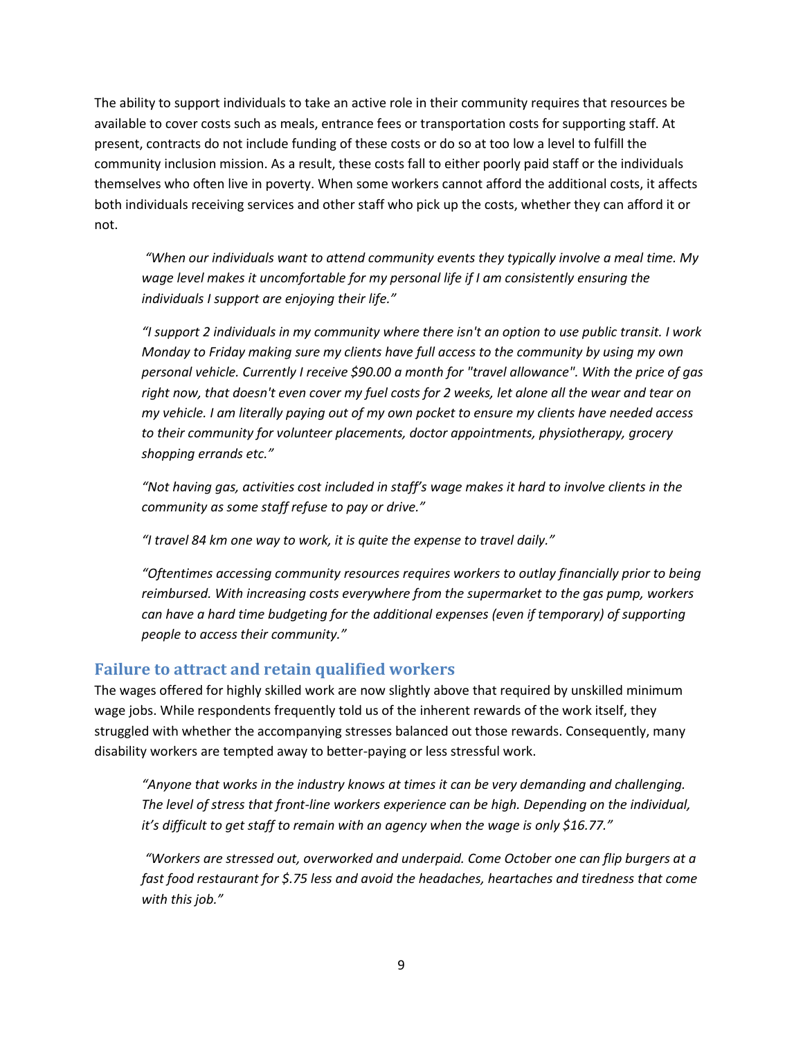The ability to support individuals to take an active role in their community requires that resources be available to cover costs such as meals, entrance fees or transportation costs for supporting staff. At present, contracts do not include funding of these costs or do so at too low a level to fulfill the community inclusion mission. As a result, these costs fall to either poorly paid staff or the individuals themselves who often live in poverty. When some workers cannot afford the additional costs, it affects both individuals receiving services and other staff who pick up the costs, whether they can afford it or not.

> *"When our individuals want to attend community events they typically involve a meal time. My wage level makes it uncomfortable for my personal life if I am consistently ensuring the individuals I support are enjoying their life."*

> *"I support 2 individuals in my community where there isn't an option to use public transit. I work Monday to Friday making sure my clients have full access to the community by using my own personal vehicle. Currently I receive $90.00 a month for "travel allowance". With the price of gas right now, that doesn't even cover my fuel costs for 2 weeks, let alone all the wear and tear on my vehicle. I am literally paying out of my own pocket to ensure my clients have needed access to their community for volunteer placements, doctor appointments, physiotherapy, grocery shopping errands etc."*

> *"Not having gas, activities cost included in staff's wage makes it hard to involve clients in the community as some staff refuse to pay or drive."*

> *"I travel 84 km one way to work, it is quite the expense to travel daily."*

> *"Oftentimes accessing community resources requires workers to outlay financially prior to being reimbursed. With increasing costs everywhere from the supermarket to the gas pump, workers can have a hard time budgeting for the additional expenses (even if temporary) of supporting people to access their community."*

## Failure to attract and retain qualified workers

The wages offered for highly skilled work are now slightly above that required by unskilled minimum wage jobs. While respondents frequently told us of the inherent rewards of the work itself, they struggled with whether the accompanying stresses balanced out those rewards. Consequently, many disability workers are tempted away to better-paying or less stressful work.

> *"Anyone that works in the industry knows at times it can be very demanding and challenging. The level of stress that front-line workers experience can be high. Depending on the individual, it's difficult to get staff to remain with an agency when the wage is only $16.77."*

> *"Workers are stressed out, overworked and underpaid. Come October one can flip burgers at a fast food restaurant for $.75 less and avoid the headaches, heartaches and tiredness that come with this job."*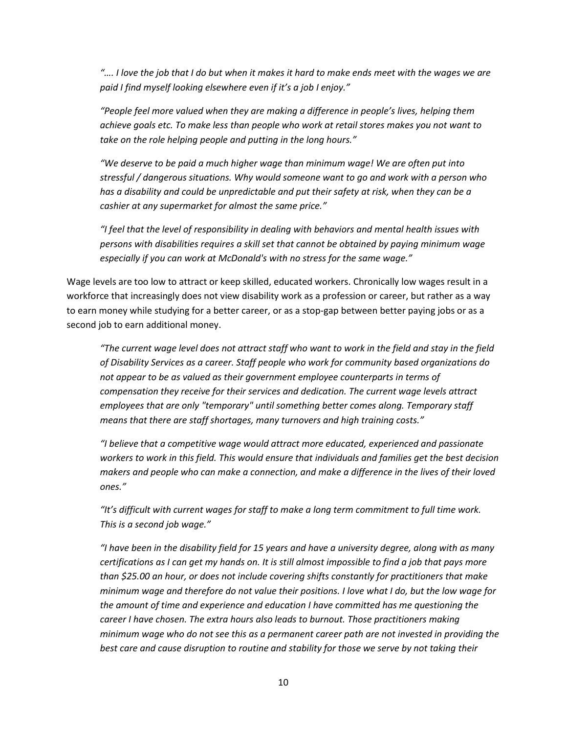*"…. I love the job that I do but when it makes it hard to make ends meet with the wages we are paid I find myself looking elsewhere even if it's a job I enjoy."*

*"People feel more valued when they are making a difference in people's lives, helping them achieve goals etc. To make less than people who work at retail stores makes you not want to take on the role helping people and putting in the long hours."*

*"We deserve to be paid a much higher wage than minimum wage! We are often put into stressful / dangerous situations. Why would someone want to go and work with a person who has a disability and could be unpredictable and put their safety at risk, when they can be a cashier at any supermarket for almost the same price."*

*"I feel that the level of responsibility in dealing with behaviors and mental health issues with persons with disabilities requires a skill set that cannot be obtained by paying minimum wage especially if you can work at McDonald's with no stress for the same wage."*

Wage levels are too low to attract or keep skilled, educated workers. Chronically low wages result in a workforce that increasingly does not view disability work as a profession or career, but rather as a way to earn money while studying for a better career, or as a stop-gap between better paying jobs or as a second job to earn additional money.

*"The current wage level does not attract staff who want to work in the field and stay in the field of Disability Services as a career. Staff people who work for community based organizations do not appear to be as valued as their government employee counterparts in terms of compensation they receive for their services and dedication. The current wage levels attract employees that are only "temporary" until something better comes along. Temporary staff means that there are staff shortages, many turnovers and high training costs."*

*"I believe that a competitive wage would attract more educated, experienced and passionate workers to work in this field. This would ensure that individuals and families get the best decision makers and people who can make a connection, and make a difference in the lives of their loved ones."*

*"It's difficult with current wages for staff to make a long term commitment to full time work. This is a second job wage."*

*"I have been in the disability field for 15 years and have a university degree, along with as many certifications as I can get my hands on. It is still almost impossible to find a job that pays more than $25.00 an hour, or does not include covering shifts constantly for practitioners that make minimum wage and therefore do not value their positions. I love what I do, but the low wage for the amount of time and experience and education I have committed has me questioning the career I have chosen. The extra hours also leads to burnout. Those practitioners making minimum wage who do not see this as a permanent career path are not invested in providing the best care and cause disruption to routine and stability for those we serve by not taking their*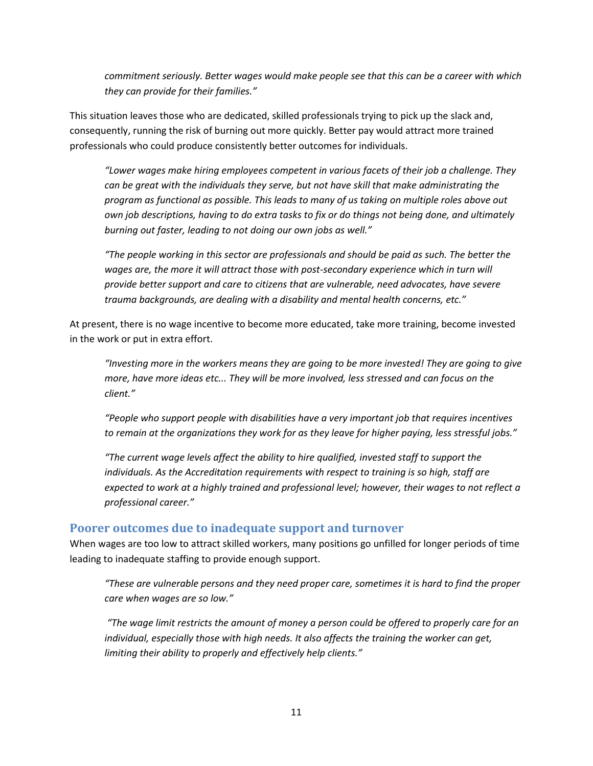*commitment seriously. Better wages would make people see that this can be a career with which they can provide for their families."*

This situation leaves those who are dedicated, skilled professionals trying to pick up the slack and, consequently, running the risk of burning out more quickly. Better pay would attract more trained professionals who could produce consistently better outcomes for individuals.

> *"Lower wages make hiring employees competent in various facets of their job a challenge. They can be great with the individuals they serve, but not have skill that make administrating the program as functional as possible. This leads to many of us taking on multiple roles above out own job descriptions, having to do extra tasks to fix or do things not being done, and ultimately burning out faster, leading to not doing our own jobs as well."*

> *"The people working in this sector are professionals and should be paid as such. The better the wages are, the more it will attract those with post-secondary experience which in turn will provide better support and care to citizens that are vulnerable, need advocates, have severe trauma backgrounds, are dealing with a disability and mental health concerns, etc."*

At present, there is no wage incentive to become more educated, take more training, become invested in the work or put in extra effort.

> *"Investing more in the workers means they are going to be more invested! They are going to give more, have more ideas etc... They will be more involved, less stressed and can focus on the client."*

> *"People who support people with disabilities have a very important job that requires incentives to remain at the organizations they work for as they leave for higher paying, less stressful jobs."*

> *"The current wage levels affect the ability to hire qualified, invested staff to support the individuals. As the Accreditation requirements with respect to training is so high, staff are expected to work at a highly trained and professional level; however, their wages to not reflect a professional career."*

## Poorer outcomes due to inadequate support and turnover

When wages are too low to attract skilled workers, many positions go unfilled for longer periods of time leading to inadequate staffing to provide enough support.

> *"These are vulnerable persons and they need proper care, sometimes it is hard to find the proper care when wages are so low."*

> *"The wage limit restricts the amount of money a person could be offered to properly care for an individual, especially those with high needs. It also affects the training the worker can get, limiting their ability to properly and effectively help clients."*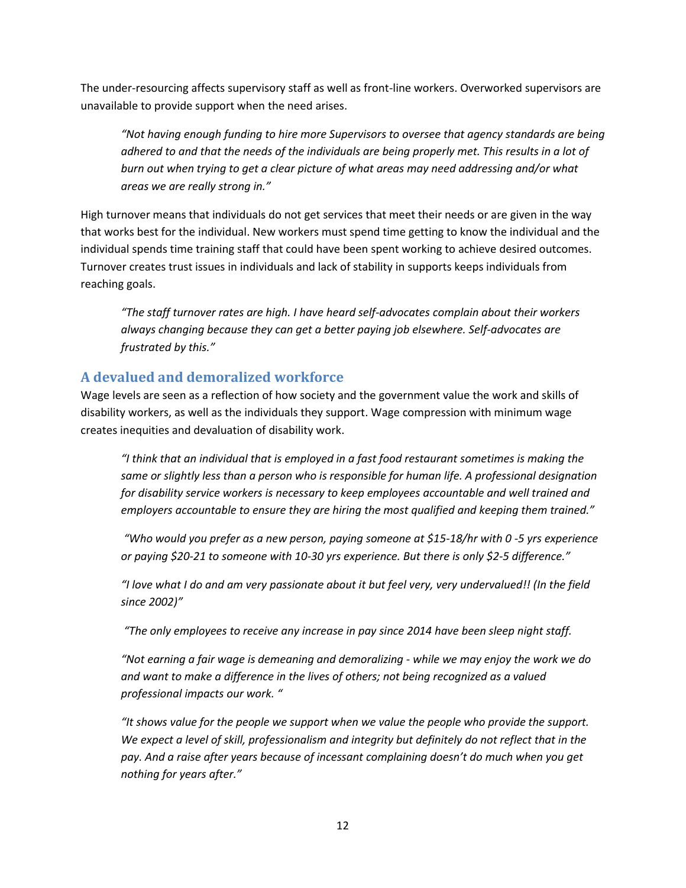The under-resourcing affects supervisory staff as well as front-line workers. Overworked supervisors are unavailable to provide support when the need arises.

> *"Not having enough funding to hire more Supervisors to oversee that agency standards are being adhered to and that the needs of the individuals are being properly met. This results in a lot of burn out when trying to get a clear picture of what areas may need addressing and/or what areas we are really strong in."*

High turnover means that individuals do not get services that meet their needs or are given in the way that works best for the individual. New workers must spend time getting to know the individual and the individual spends time training staff that could have been spent working to achieve desired outcomes. Turnover creates trust issues in individuals and lack of stability in supports keeps individuals from reaching goals.

> *"The staff turnover rates are high. I have heard self-advocates complain about their workers always changing because they can get a better paying job elsewhere. Self-advocates are frustrated by this."*

## A devalued and demoralized workforce

Wage levels are seen as a reflection of how society and the government value the work and skills of disability workers, as well as the individuals they support. Wage compression with minimum wage creates inequities and devaluation of disability work.

> *"I think that an individual that is employed in a fast food restaurant sometimes is making the same or slightly less than a person who is responsible for human life. A professional designation for disability service workers is necessary to keep employees accountable and well trained and employers accountable to ensure they are hiring the most qualified and keeping them trained."*
>
> *"Who would you prefer as a new person, paying someone at $15-18/hr with 0 -5 yrs experience or paying $20-21 to someone with 10-30 yrs experience. But there is only $2-5 difference."*
>
> *"I love what I do and am very passionate about it but feel very, very undervalued!! (In the field since 2002)"*
>
> *"The only employees to receive any increase in pay since 2014 have been sleep night staff.*
>
> *"Not earning a fair wage is demeaning and demoralizing - while we may enjoy the work we do and want to make a difference in the lives of others; not being recognized as a valued professional impacts our work. "*
>
> *"It shows value for the people we support when we value the people who provide the support. We expect a level of skill, professionalism and integrity but definitely do not reflect that in the pay. And a raise after years because of incessant complaining doesn't do much when you get nothing for years after."*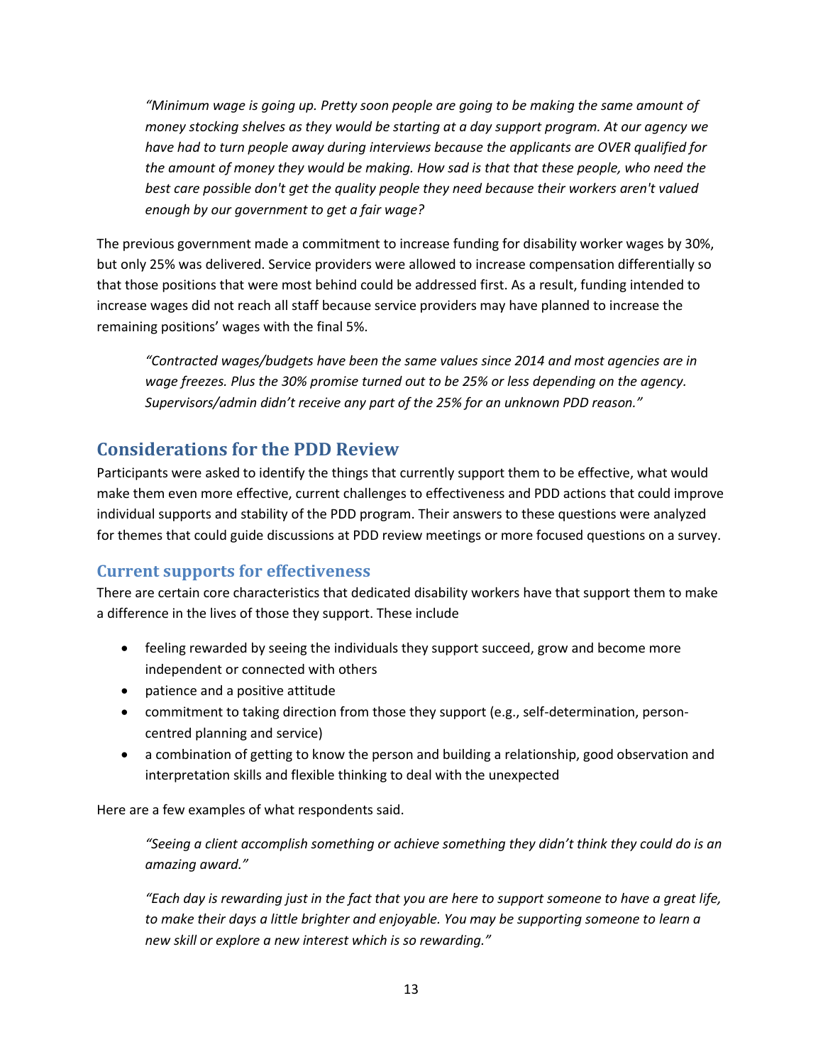*"Minimum wage is going up. Pretty soon people are going to be making the same amount of money stocking shelves as they would be starting at a day support program. At our agency we have had to turn people away during interviews because the applicants are OVER qualified for the amount of money they would be making. How sad is that that these people, who need the best care possible don't get the quality people they need because their workers aren't valued enough by our government to get a fair wage?*

The previous government made a commitment to increase funding for disability worker wages by 30%, but only 25% was delivered. Service providers were allowed to increase compensation differentially so that those positions that were most behind could be addressed first. As a result, funding intended to increase wages did not reach all staff because service providers may have planned to increase the remaining positions' wages with the final 5%.

*"Contracted wages/budgets have been the same values since 2014 and most agencies are in wage freezes. Plus the 30% promise turned out to be 25% or less depending on the agency. Supervisors/admin didn't receive any part of the 25% for an unknown PDD reason."*

## Considerations for the PDD Review

Participants were asked to identify the things that currently support them to be effective, what would make them even more effective, current challenges to effectiveness and PDD actions that could improve individual supports and stability of the PDD program. Their answers to these questions were analyzed for themes that could guide discussions at PDD review meetings or more focused questions on a survey.

### Current supports for effectiveness

There are certain core characteristics that dedicated disability workers have that support them to make a difference in the lives of those they support. These include

- feeling rewarded by seeing the individuals they support succeed, grow and become more independent or connected with others
- patience and a positive attitude
- commitment to taking direction from those they support (e.g., self-determination, person-centred planning and service)
- a combination of getting to know the person and building a relationship, good observation and interpretation skills and flexible thinking to deal with the unexpected

Here are a few examples of what respondents said.

*"Seeing a client accomplish something or achieve something they didn't think they could do is an amazing award."*

*"Each day is rewarding just in the fact that you are here to support someone to have a great life, to make their days a little brighter and enjoyable. You may be supporting someone to learn a new skill or explore a new interest which is so rewarding."*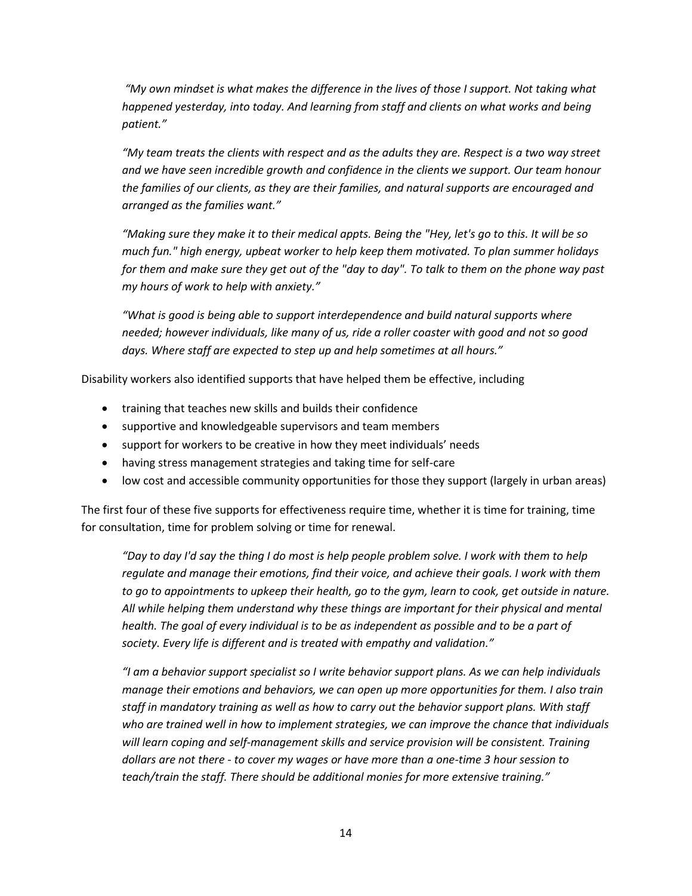*"My own mindset is what makes the difference in the lives of those I support. Not taking what happened yesterday, into today. And learning from staff and clients on what works and being patient."*

*"My team treats the clients with respect and as the adults they are. Respect is a two way street and we have seen incredible growth and confidence in the clients we support. Our team honour the families of our clients, as they are their families, and natural supports are encouraged and arranged as the families want."*

*"Making sure they make it to their medical appts. Being the "Hey, let's go to this. It will be so much fun." high energy, upbeat worker to help keep them motivated. To plan summer holidays for them and make sure they get out of the "day to day". To talk to them on the phone way past my hours of work to help with anxiety."*

*"What is good is being able to support interdependence and build natural supports where needed; however individuals, like many of us, ride a roller coaster with good and not so good days. Where staff are expected to step up and help sometimes at all hours."*

Disability workers also identified supports that have helped them be effective, including

- training that teaches new skills and builds their confidence
- supportive and knowledgeable supervisors and team members
- support for workers to be creative in how they meet individuals' needs
- having stress management strategies and taking time for self-care
- low cost and accessible community opportunities for those they support (largely in urban areas)

The first four of these five supports for effectiveness require time, whether it is time for training, time for consultation, time for problem solving or time for renewal.

*"Day to day I'd say the thing I do most is help people problem solve. I work with them to help regulate and manage their emotions, find their voice, and achieve their goals. I work with them to go to appointments to upkeep their health, go to the gym, learn to cook, get outside in nature. All while helping them understand why these things are important for their physical and mental health. The goal of every individual is to be as independent as possible and to be a part of society. Every life is different and is treated with empathy and validation."*

*"I am a behavior support specialist so I write behavior support plans. As we can help individuals manage their emotions and behaviors, we can open up more opportunities for them. I also train staff in mandatory training as well as how to carry out the behavior support plans. With staff who are trained well in how to implement strategies, we can improve the chance that individuals will learn coping and self-management skills and service provision will be consistent. Training dollars are not there - to cover my wages or have more than a one-time 3 hour session to teach/train the staff. There should be additional monies for more extensive training."*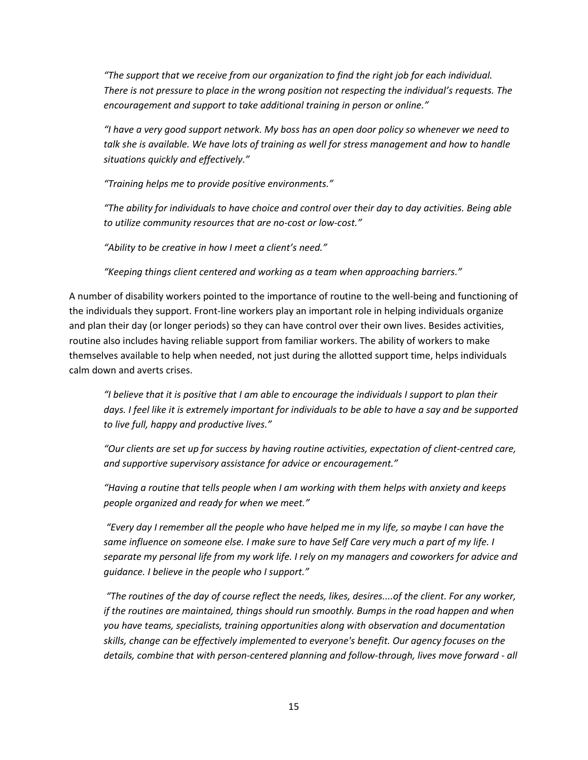*"The support that we receive from our organization to find the right job for each individual. There is not pressure to place in the wrong position not respecting the individual's requests. The encouragement and support to take additional training in person or online."*

*"I have a very good support network. My boss has an open door policy so whenever we need to talk she is available. We have lots of training as well for stress management and how to handle situations quickly and effectively."*

*"Training helps me to provide positive environments."*

*"The ability for individuals to have choice and control over their day to day activities. Being able to utilize community resources that are no-cost or low-cost."*

*"Ability to be creative in how I meet a client's need."*

*"Keeping things client centered and working as a team when approaching barriers."*

A number of disability workers pointed to the importance of routine to the well-being and functioning of the individuals they support. Front-line workers play an important role in helping individuals organize and plan their day (or longer periods) so they can have control over their own lives. Besides activities, routine also includes having reliable support from familiar workers. The ability of workers to make themselves available to help when needed, not just during the allotted support time, helps individuals calm down and averts crises.

*"I believe that it is positive that I am able to encourage the individuals I support to plan their days. I feel like it is extremely important for individuals to be able to have a say and be supported to live full, happy and productive lives."*

*"Our clients are set up for success by having routine activities, expectation of client-centred care, and supportive supervisory assistance for advice or encouragement."*

*"Having a routine that tells people when I am working with them helps with anxiety and keeps people organized and ready for when we meet."*

*"Every day I remember all the people who have helped me in my life, so maybe I can have the same influence on someone else. I make sure to have Self Care very much a part of my life. I separate my personal life from my work life. I rely on my managers and coworkers for advice and guidance. I believe in the people who I support."*

*"The routines of the day of course reflect the needs, likes, desires....of the client. For any worker, if the routines are maintained, things should run smoothly. Bumps in the road happen and when you have teams, specialists, training opportunities along with observation and documentation skills, change can be effectively implemented to everyone's benefit. Our agency focuses on the details, combine that with person-centered planning and follow-through, lives move forward - all*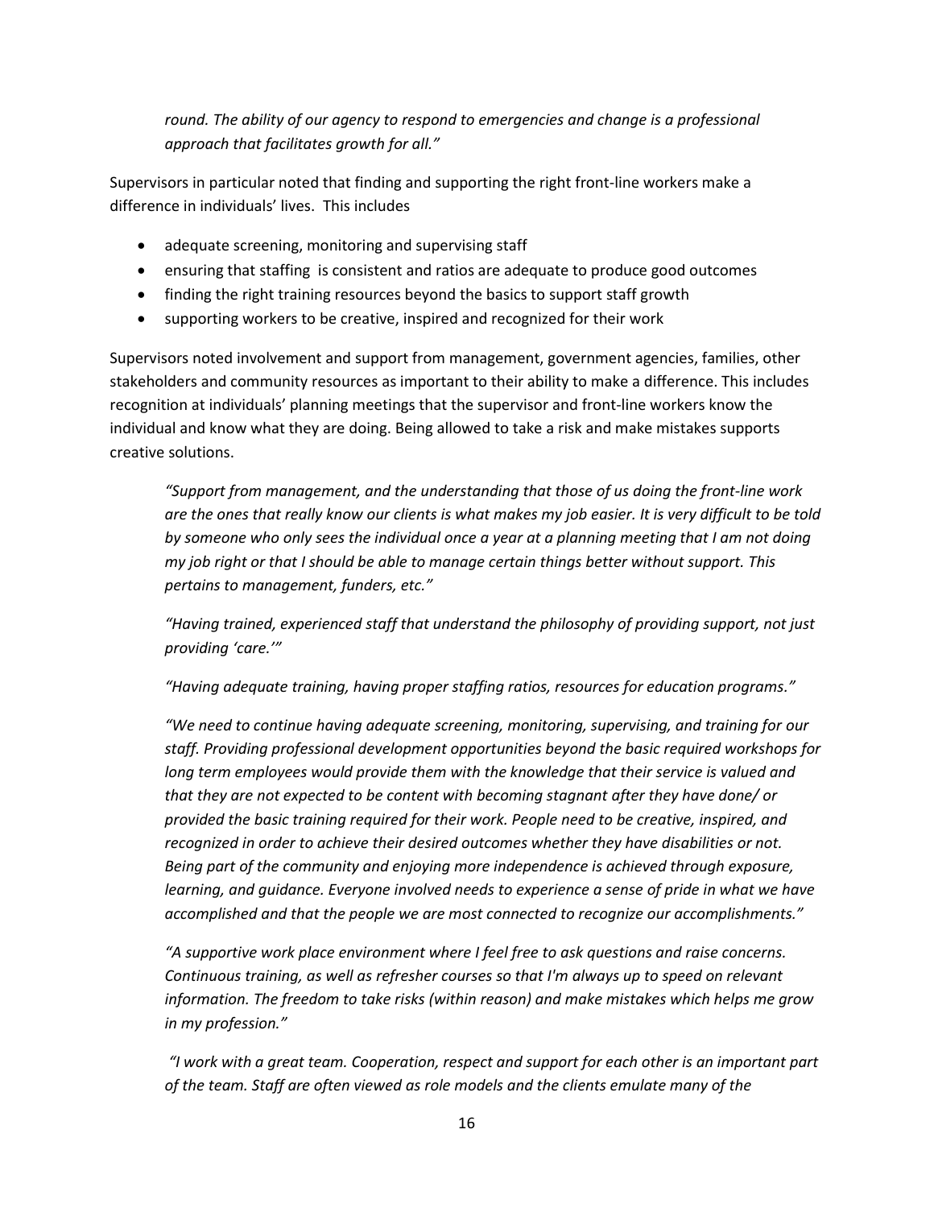*round. The ability of our agency to respond to emergencies and change is a professional approach that facilitates growth for all."*

Supervisors in particular noted that finding and supporting the right front-line workers make a difference in individuals' lives. This includes

- adequate screening, monitoring and supervising staff
- ensuring that staffing is consistent and ratios are adequate to produce good outcomes
- finding the right training resources beyond the basics to support staff growth
- supporting workers to be creative, inspired and recognized for their work

Supervisors noted involvement and support from management, government agencies, families, other stakeholders and community resources as important to their ability to make a difference. This includes recognition at individuals' planning meetings that the supervisor and front-line workers know the individual and know what they are doing. Being allowed to take a risk and make mistakes supports creative solutions.

> *"Support from management, and the understanding that those of us doing the front-line work are the ones that really know our clients is what makes my job easier. It is very difficult to be told by someone who only sees the individual once a year at a planning meeting that I am not doing my job right or that I should be able to manage certain things better without support. This pertains to management, funders, etc."*
>
> *"Having trained, experienced staff that understand the philosophy of providing support, not just providing 'care.'"*
>
> *"Having adequate training, having proper staffing ratios, resources for education programs."*
>
> *"We need to continue having adequate screening, monitoring, supervising, and training for our staff. Providing professional development opportunities beyond the basic required workshops for long term employees would provide them with the knowledge that their service is valued and that they are not expected to be content with becoming stagnant after they have done/ or provided the basic training required for their work. People need to be creative, inspired, and recognized in order to achieve their desired outcomes whether they have disabilities or not. Being part of the community and enjoying more independence is achieved through exposure, learning, and guidance. Everyone involved needs to experience a sense of pride in what we have accomplished and that the people we are most connected to recognize our accomplishments."*
>
> *"A supportive work place environment where I feel free to ask questions and raise concerns. Continuous training, as well as refresher courses so that I'm always up to speed on relevant information. The freedom to take risks (within reason) and make mistakes which helps me grow in my profession."*
>
> *"I work with a great team. Cooperation, respect and support for each other is an important part of the team. Staff are often viewed as role models and the clients emulate many of the*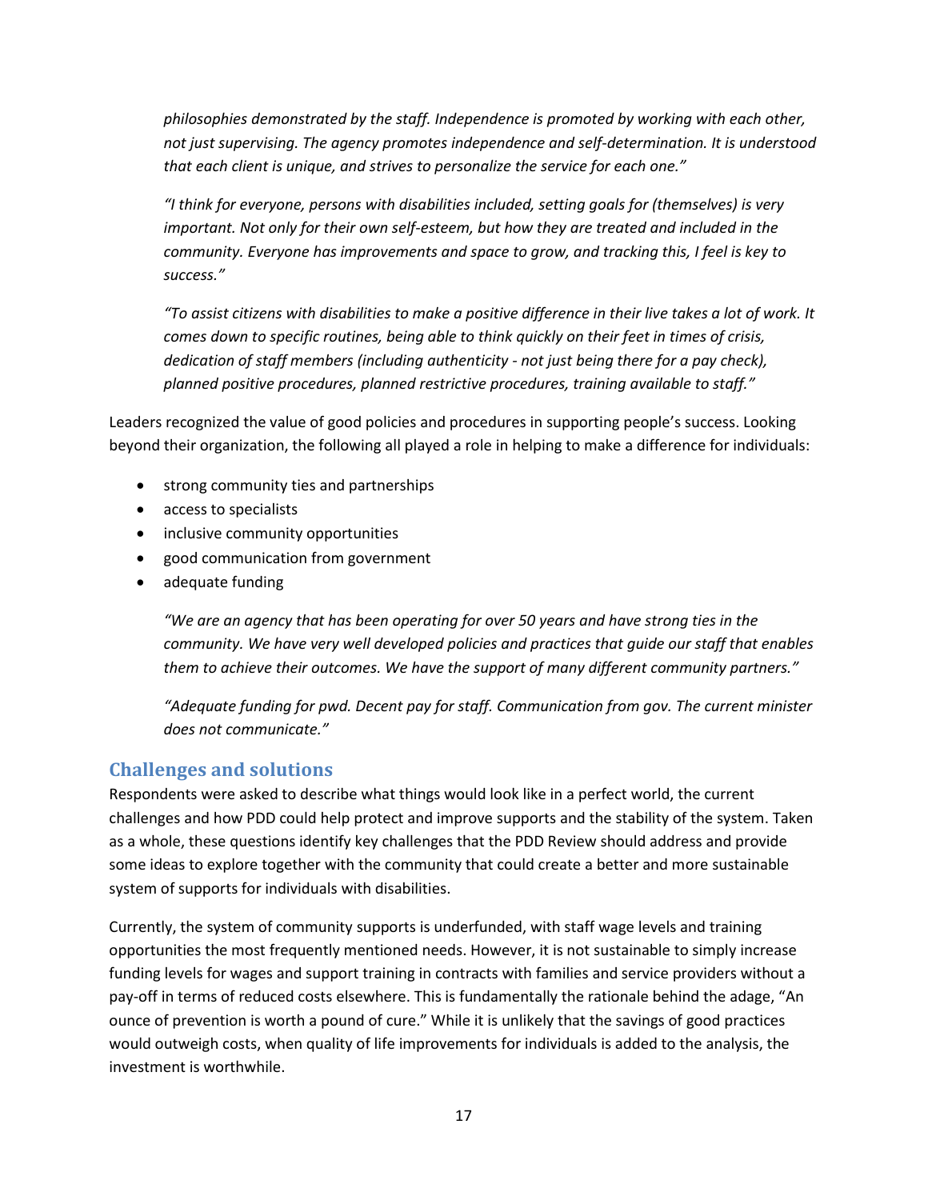*philosophies demonstrated by the staff. Independence is promoted by working with each other, not just supervising. The agency promotes independence and self-determination. It is understood that each client is unique, and strives to personalize the service for each one."*

*"I think for everyone, persons with disabilities included, setting goals for (themselves) is very important. Not only for their own self-esteem, but how they are treated and included in the community. Everyone has improvements and space to grow, and tracking this, I feel is key to success."*

*"To assist citizens with disabilities to make a positive difference in their live takes a lot of work. It comes down to specific routines, being able to think quickly on their feet in times of crisis, dedication of staff members (including authenticity - not just being there for a pay check), planned positive procedures, planned restrictive procedures, training available to staff."*

Leaders recognized the value of good policies and procedures in supporting people's success. Looking beyond their organization, the following all played a role in helping to make a difference for individuals:

- strong community ties and partnerships
- access to specialists
- inclusive community opportunities
- good communication from government
- adequate funding

*"We are an agency that has been operating for over 50 years and have strong ties in the community. We have very well developed policies and practices that guide our staff that enables them to achieve their outcomes. We have the support of many different community partners."*

*"Adequate funding for pwd. Decent pay for staff. Communication from gov. The current minister does not communicate."*

## Challenges and solutions

Respondents were asked to describe what things would look like in a perfect world, the current challenges and how PDD could help protect and improve supports and the stability of the system. Taken as a whole, these questions identify key challenges that the PDD Review should address and provide some ideas to explore together with the community that could create a better and more sustainable system of supports for individuals with disabilities.

Currently, the system of community supports is underfunded, with staff wage levels and training opportunities the most frequently mentioned needs. However, it is not sustainable to simply increase funding levels for wages and support training in contracts with families and service providers without a pay-off in terms of reduced costs elsewhere. This is fundamentally the rationale behind the adage, "An ounce of prevention is worth a pound of cure." While it is unlikely that the savings of good practices would outweigh costs, when quality of life improvements for individuals is added to the analysis, the investment is worthwhile.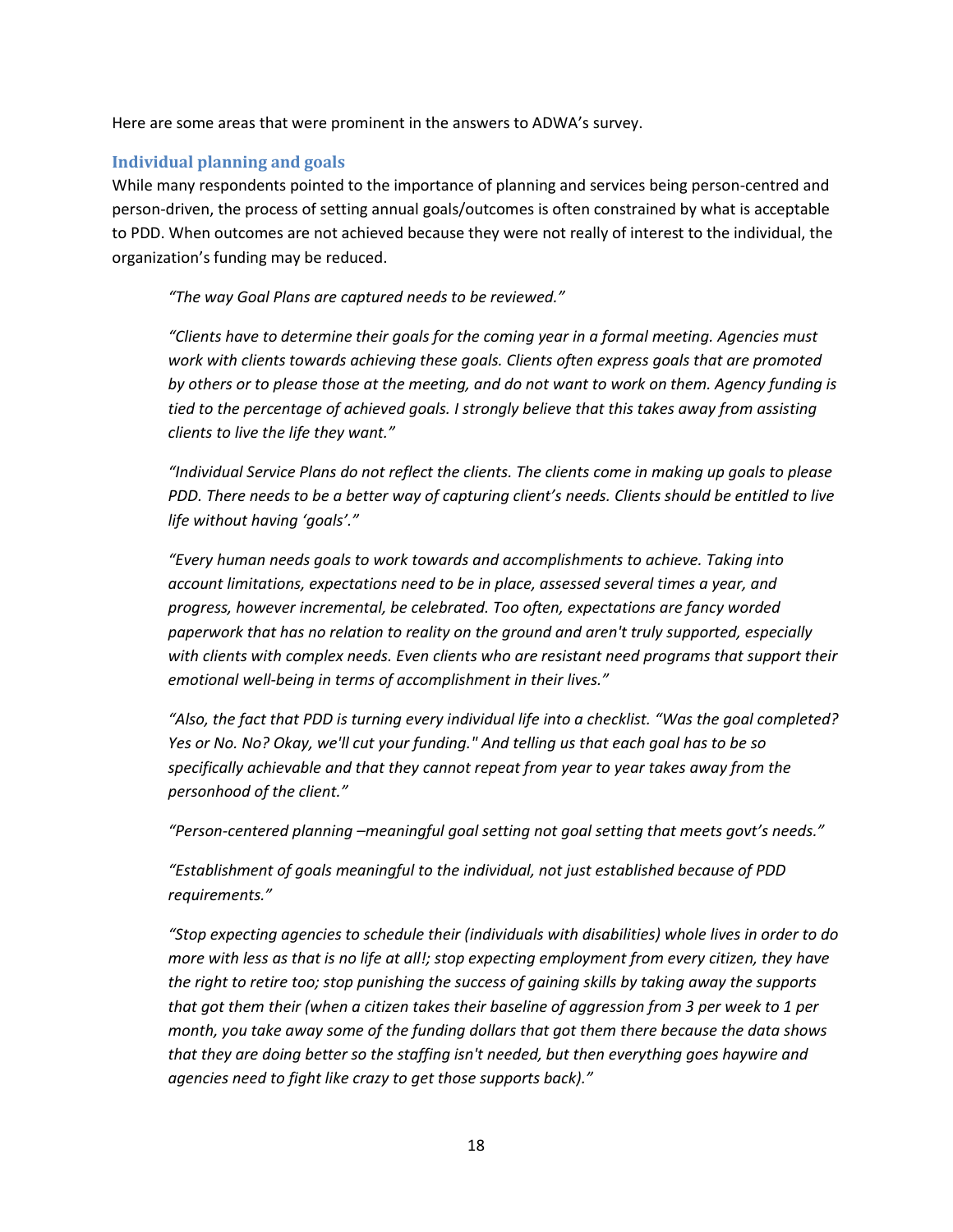Here are some areas that were prominent in the answers to ADWA's survey.

### Individual planning and goals

While many respondents pointed to the importance of planning and services being person-centred and person-driven, the process of setting annual goals/outcomes is often constrained by what is acceptable to PDD. When outcomes are not achieved because they were not really of interest to the individual, the organization's funding may be reduced.

> *"The way Goal Plans are captured needs to be reviewed."*
>
> *"Clients have to determine their goals for the coming year in a formal meeting. Agencies must work with clients towards achieving these goals. Clients often express goals that are promoted by others or to please those at the meeting, and do not want to work on them. Agency funding is tied to the percentage of achieved goals. I strongly believe that this takes away from assisting clients to live the life they want."*
>
> *"Individual Service Plans do not reflect the clients. The clients come in making up goals to please PDD. There needs to be a better way of capturing client's needs. Clients should be entitled to live life without having 'goals'."*
>
> *"Every human needs goals to work towards and accomplishments to achieve. Taking into account limitations, expectations need to be in place, assessed several times a year, and progress, however incremental, be celebrated. Too often, expectations are fancy worded paperwork that has no relation to reality on the ground and aren't truly supported, especially with clients with complex needs. Even clients who are resistant need programs that support their emotional well-being in terms of accomplishment in their lives."*
>
> *"Also, the fact that PDD is turning every individual life into a checklist. "Was the goal completed? Yes or No. No? Okay, we'll cut your funding." And telling us that each goal has to be so specifically achievable and that they cannot repeat from year to year takes away from the personhood of the client."*
>
> *"Person-centered planning –meaningful goal setting not goal setting that meets govt's needs."*
>
> *"Establishment of goals meaningful to the individual, not just established because of PDD requirements."*
>
> *"Stop expecting agencies to schedule their (individuals with disabilities) whole lives in order to do more with less as that is no life at all!; stop expecting employment from every citizen, they have the right to retire too; stop punishing the success of gaining skills by taking away the supports that got them their (when a citizen takes their baseline of aggression from 3 per week to 1 per month, you take away some of the funding dollars that got them there because the data shows that they are doing better so the staffing isn't needed, but then everything goes haywire and agencies need to fight like crazy to get those supports back)."*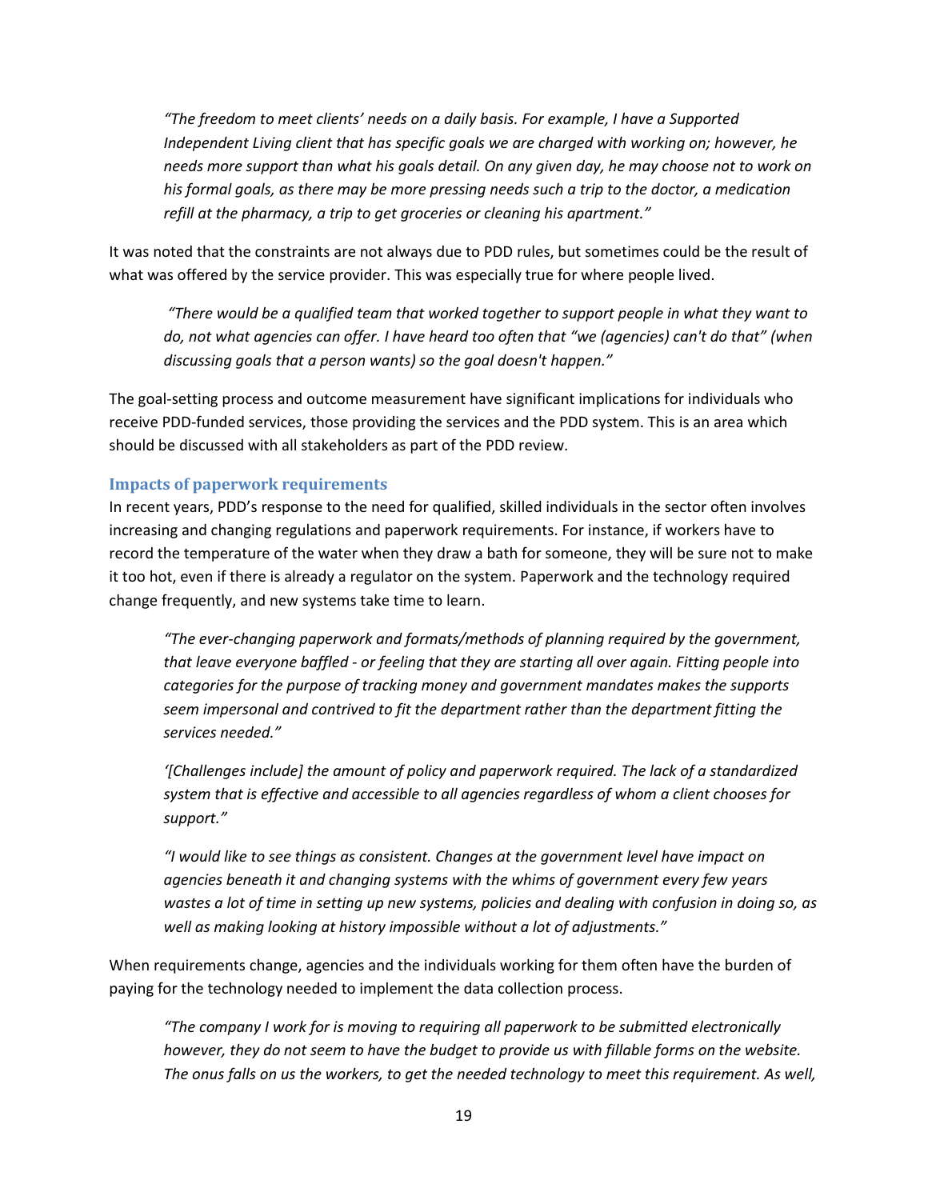*"The freedom to meet clients' needs on a daily basis. For example, I have a Supported Independent Living client that has specific goals we are charged with working on; however, he needs more support than what his goals detail. On any given day, he may choose not to work on his formal goals, as there may be more pressing needs such a trip to the doctor, a medication refill at the pharmacy, a trip to get groceries or cleaning his apartment."*

It was noted that the constraints are not always due to PDD rules, but sometimes could be the result of what was offered by the service provider. This was especially true for where people lived.

*"There would be a qualified team that worked together to support people in what they want to do, not what agencies can offer. I have heard too often that "we (agencies) can't do that" (when discussing goals that a person wants) so the goal doesn't happen."*

The goal-setting process and outcome measurement have significant implications for individuals who receive PDD-funded services, those providing the services and the PDD system. This is an area which should be discussed with all stakeholders as part of the PDD review.

### Impacts of paperwork requirements

In recent years, PDD's response to the need for qualified, skilled individuals in the sector often involves increasing and changing regulations and paperwork requirements. For instance, if workers have to record the temperature of the water when they draw a bath for someone, they will be sure not to make it too hot, even if there is already a regulator on the system. Paperwork and the technology required change frequently, and new systems take time to learn.

*"The ever-changing paperwork and formats/methods of planning required by the government, that leave everyone baffled - or feeling that they are starting all over again. Fitting people into categories for the purpose of tracking money and government mandates makes the supports seem impersonal and contrived to fit the department rather than the department fitting the services needed."*

*'[Challenges include] the amount of policy and paperwork required. The lack of a standardized system that is effective and accessible to all agencies regardless of whom a client chooses for support."*

*"I would like to see things as consistent. Changes at the government level have impact on agencies beneath it and changing systems with the whims of government every few years wastes a lot of time in setting up new systems, policies and dealing with confusion in doing so, as well as making looking at history impossible without a lot of adjustments."*

When requirements change, agencies and the individuals working for them often have the burden of paying for the technology needed to implement the data collection process.

*"The company I work for is moving to requiring all paperwork to be submitted electronically however, they do not seem to have the budget to provide us with fillable forms on the website. The onus falls on us the workers, to get the needed technology to meet this requirement. As well,*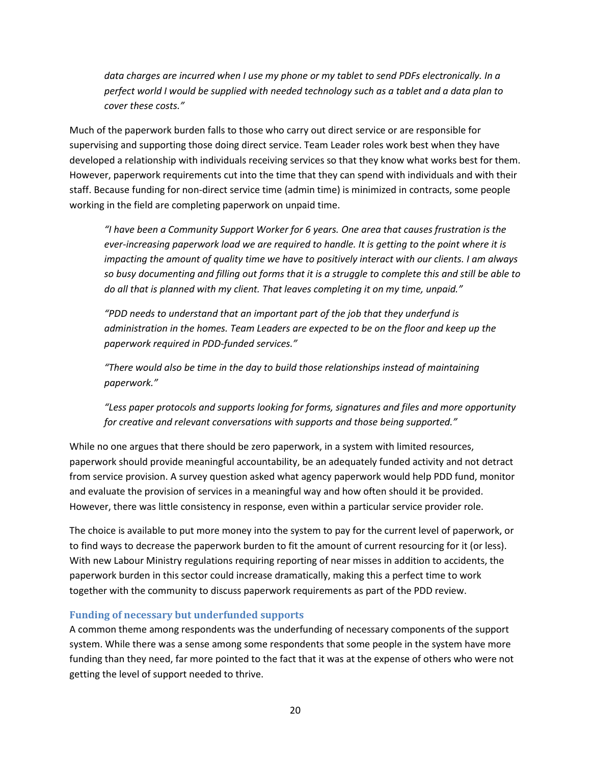*data charges are incurred when I use my phone or my tablet to send PDFs electronically. In a perfect world I would be supplied with needed technology such as a tablet and a data plan to cover these costs."*

Much of the paperwork burden falls to those who carry out direct service or are responsible for supervising and supporting those doing direct service. Team Leader roles work best when they have developed a relationship with individuals receiving services so that they know what works best for them. However, paperwork requirements cut into the time that they can spend with individuals and with their staff. Because funding for non-direct service time (admin time) is minimized in contracts, some people working in the field are completing paperwork on unpaid time.

> *"I have been a Community Support Worker for 6 years. One area that causes frustration is the ever-increasing paperwork load we are required to handle. It is getting to the point where it is impacting the amount of quality time we have to positively interact with our clients. I am always so busy documenting and filling out forms that it is a struggle to complete this and still be able to do all that is planned with my client. That leaves completing it on my time, unpaid."*
>
> *"PDD needs to understand that an important part of the job that they underfund is administration in the homes. Team Leaders are expected to be on the floor and keep up the paperwork required in PDD-funded services."*
>
> *"There would also be time in the day to build those relationships instead of maintaining paperwork."*
>
> *"Less paper protocols and supports looking for forms, signatures and files and more opportunity for creative and relevant conversations with supports and those being supported."*

While no one argues that there should be zero paperwork, in a system with limited resources, paperwork should provide meaningful accountability, be an adequately funded activity and not detract from service provision. A survey question asked what agency paperwork would help PDD fund, monitor and evaluate the provision of services in a meaningful way and how often should it be provided. However, there was little consistency in response, even within a particular service provider role.

The choice is available to put more money into the system to pay for the current level of paperwork, or to find ways to decrease the paperwork burden to fit the amount of current resourcing for it (or less). With new Labour Ministry regulations requiring reporting of near misses in addition to accidents, the paperwork burden in this sector could increase dramatically, making this a perfect time to work together with the community to discuss paperwork requirements as part of the PDD review.

### Funding of necessary but underfunded supports

A common theme among respondents was the underfunding of necessary components of the support system. While there was a sense among some respondents that some people in the system have more funding than they need, far more pointed to the fact that it was at the expense of others who were not getting the level of support needed to thrive.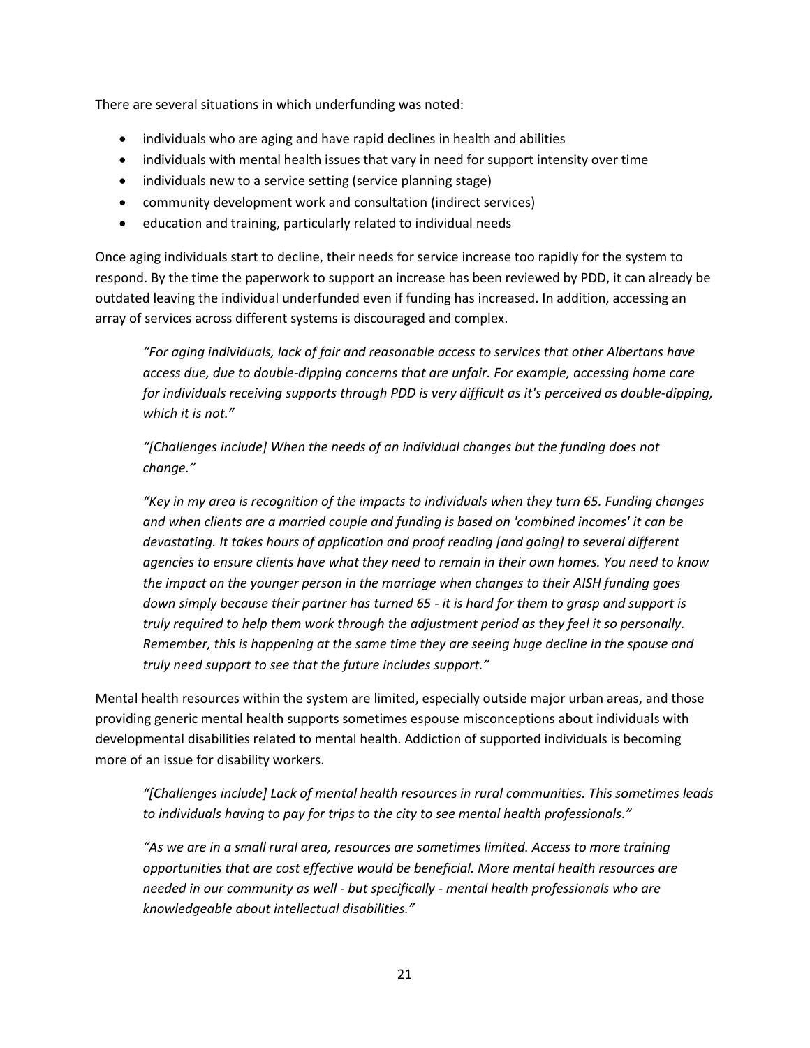There are several situations in which underfunding was noted:

- individuals who are aging and have rapid declines in health and abilities
- individuals with mental health issues that vary in need for support intensity over time
- individuals new to a service setting (service planning stage)
- community development work and consultation (indirect services)
- education and training, particularly related to individual needs

Once aging individuals start to decline, their needs for service increase too rapidly for the system to respond. By the time the paperwork to support an increase has been reviewed by PDD, it can already be outdated leaving the individual underfunded even if funding has increased. In addition, accessing an array of services across different systems is discouraged and complex.

> *"For aging individuals, lack of fair and reasonable access to services that other Albertans have access due, due to double-dipping concerns that are unfair. For example, accessing home care for individuals receiving supports through PDD is very difficult as it's perceived as double-dipping, which it is not."*

> *"[Challenges include] When the needs of an individual changes but the funding does not change."*

> *"Key in my area is recognition of the impacts to individuals when they turn 65. Funding changes and when clients are a married couple and funding is based on 'combined incomes' it can be devastating. It takes hours of application and proof reading [and going] to several different agencies to ensure clients have what they need to remain in their own homes. You need to know the impact on the younger person in the marriage when changes to their AISH funding goes down simply because their partner has turned 65 - it is hard for them to grasp and support is truly required to help them work through the adjustment period as they feel it so personally. Remember, this is happening at the same time they are seeing huge decline in the spouse and truly need support to see that the future includes support."*

Mental health resources within the system are limited, especially outside major urban areas, and those providing generic mental health supports sometimes espouse misconceptions about individuals with developmental disabilities related to mental health. Addiction of supported individuals is becoming more of an issue for disability workers.

> *"[Challenges include] Lack of mental health resources in rural communities. This sometimes leads to individuals having to pay for trips to the city to see mental health professionals."*

> *"As we are in a small rural area, resources are sometimes limited. Access to more training opportunities that are cost effective would be beneficial. More mental health resources are needed in our community as well - but specifically - mental health professionals who are knowledgeable about intellectual disabilities."*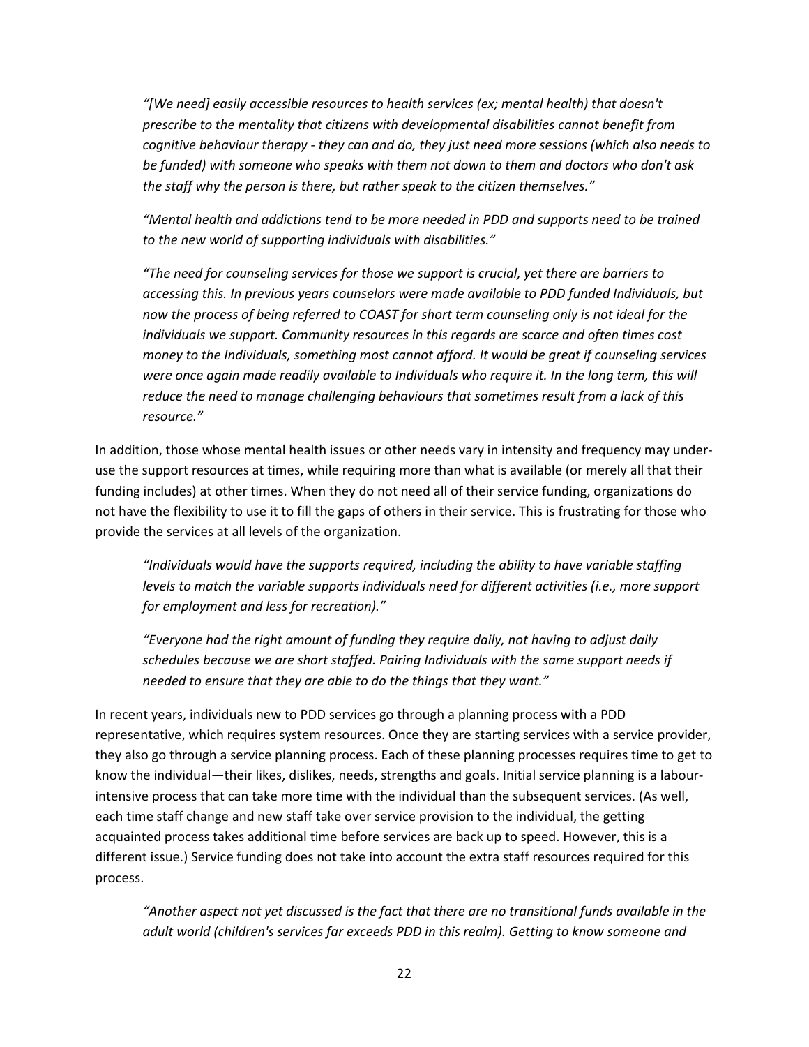*"[We need] easily accessible resources to health services (ex; mental health) that doesn't prescribe to the mentality that citizens with developmental disabilities cannot benefit from cognitive behaviour therapy - they can and do, they just need more sessions (which also needs to be funded) with someone who speaks with them not down to them and doctors who don't ask the staff why the person is there, but rather speak to the citizen themselves."*

*"Mental health and addictions tend to be more needed in PDD and supports need to be trained to the new world of supporting individuals with disabilities."*

*"The need for counseling services for those we support is crucial, yet there are barriers to accessing this. In previous years counselors were made available to PDD funded Individuals, but now the process of being referred to COAST for short term counseling only is not ideal for the individuals we support. Community resources in this regards are scarce and often times cost money to the Individuals, something most cannot afford. It would be great if counseling services were once again made readily available to Individuals who require it. In the long term, this will reduce the need to manage challenging behaviours that sometimes result from a lack of this resource."*

In addition, those whose mental health issues or other needs vary in intensity and frequency may under-use the support resources at times, while requiring more than what is available (or merely all that their funding includes) at other times. When they do not need all of their service funding, organizations do not have the flexibility to use it to fill the gaps of others in their service. This is frustrating for those who provide the services at all levels of the organization.

*"Individuals would have the supports required, including the ability to have variable staffing levels to match the variable supports individuals need for different activities (i.e., more support for employment and less for recreation)."*

*"Everyone had the right amount of funding they require daily, not having to adjust daily schedules because we are short staffed. Pairing Individuals with the same support needs if needed to ensure that they are able to do the things that they want."*

In recent years, individuals new to PDD services go through a planning process with a PDD representative, which requires system resources. Once they are starting services with a service provider, they also go through a service planning process. Each of these planning processes requires time to get to know the individual—their likes, dislikes, needs, strengths and goals. Initial service planning is a labour-intensive process that can take more time with the individual than the subsequent services. (As well, each time staff change and new staff take over service provision to the individual, the getting acquainted process takes additional time before services are back up to speed. However, this is a different issue.) Service funding does not take into account the extra staff resources required for this process.

*"Another aspect not yet discussed is the fact that there are no transitional funds available in the adult world (children's services far exceeds PDD in this realm). Getting to know someone and*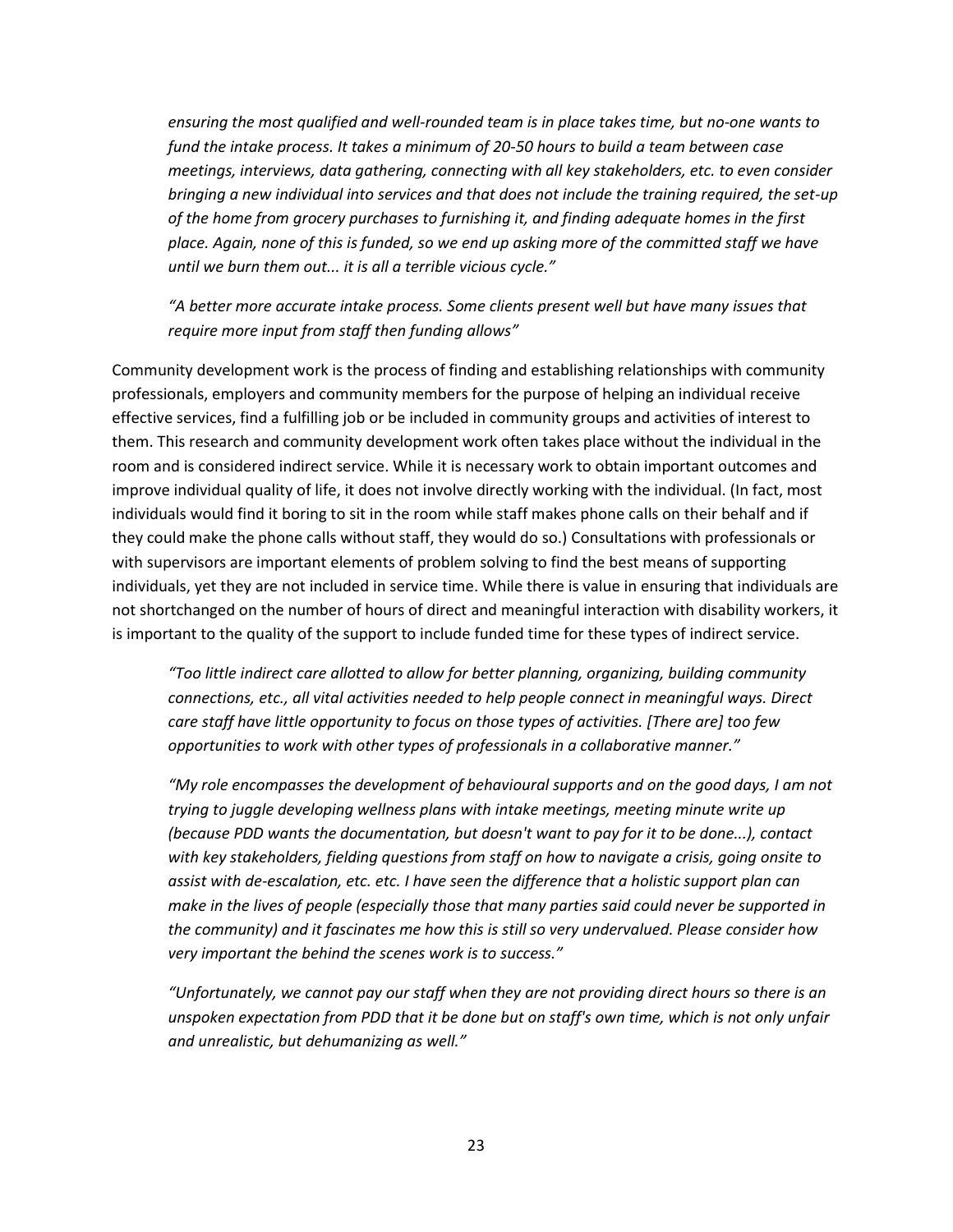*ensuring the most qualified and well-rounded team is in place takes time, but no-one wants to fund the intake process. It takes a minimum of 20-50 hours to build a team between case meetings, interviews, data gathering, connecting with all key stakeholders, etc. to even consider bringing a new individual into services and that does not include the training required, the set-up of the home from grocery purchases to furnishing it, and finding adequate homes in the first place. Again, none of this is funded, so we end up asking more of the committed staff we have until we burn them out... it is all a terrible vicious cycle."*

*"A better more accurate intake process. Some clients present well but have many issues that require more input from staff then funding allows"*

Community development work is the process of finding and establishing relationships with community professionals, employers and community members for the purpose of helping an individual receive effective services, find a fulfilling job or be included in community groups and activities of interest to them. This research and community development work often takes place without the individual in the room and is considered indirect service. While it is necessary work to obtain important outcomes and improve individual quality of life, it does not involve directly working with the individual. (In fact, most individuals would find it boring to sit in the room while staff makes phone calls on their behalf and if they could make the phone calls without staff, they would do so.) Consultations with professionals or with supervisors are important elements of problem solving to find the best means of supporting individuals, yet they are not included in service time. While there is value in ensuring that individuals are not shortchanged on the number of hours of direct and meaningful interaction with disability workers, it is important to the quality of the support to include funded time for these types of indirect service.

*"Too little indirect care allotted to allow for better planning, organizing, building community connections, etc., all vital activities needed to help people connect in meaningful ways. Direct care staff have little opportunity to focus on those types of activities. [There are] too few opportunities to work with other types of professionals in a collaborative manner."*

*"My role encompasses the development of behavioural supports and on the good days, I am not trying to juggle developing wellness plans with intake meetings, meeting minute write up (because PDD wants the documentation, but doesn't want to pay for it to be done...), contact with key stakeholders, fielding questions from staff on how to navigate a crisis, going onsite to assist with de-escalation, etc. etc. I have seen the difference that a holistic support plan can make in the lives of people (especially those that many parties said could never be supported in the community) and it fascinates me how this is still so very undervalued. Please consider how very important the behind the scenes work is to success."*

*"Unfortunately, we cannot pay our staff when they are not providing direct hours so there is an unspoken expectation from PDD that it be done but on staff's own time, which is not only unfair and unrealistic, but dehumanizing as well."*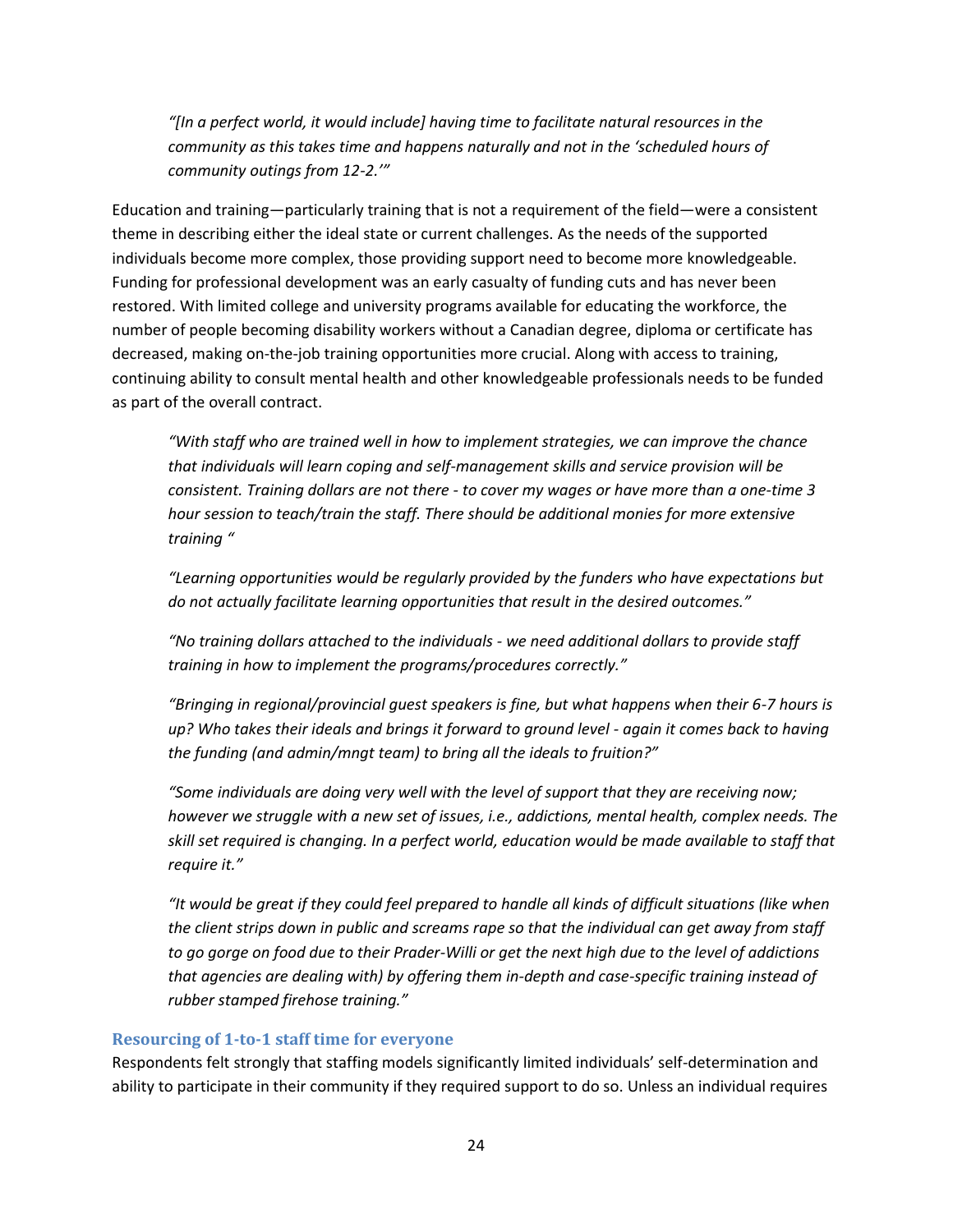*"[In a perfect world, it would include] having time to facilitate natural resources in the community as this takes time and happens naturally and not in the 'scheduled hours of community outings from 12-2.'"*

Education and training—particularly training that is not a requirement of the field—were a consistent theme in describing either the ideal state or current challenges. As the needs of the supported individuals become more complex, those providing support need to become more knowledgeable. Funding for professional development was an early casualty of funding cuts and has never been restored. With limited college and university programs available for educating the workforce, the number of people becoming disability workers without a Canadian degree, diploma or certificate has decreased, making on-the-job training opportunities more crucial. Along with access to training, continuing ability to consult mental health and other knowledgeable professionals needs to be funded as part of the overall contract.

*"With staff who are trained well in how to implement strategies, we can improve the chance that individuals will learn coping and self-management skills and service provision will be consistent. Training dollars are not there - to cover my wages or have more than a one-time 3 hour session to teach/train the staff. There should be additional monies for more extensive training "*

*"Learning opportunities would be regularly provided by the funders who have expectations but do not actually facilitate learning opportunities that result in the desired outcomes."*

*"No training dollars attached to the individuals - we need additional dollars to provide staff training in how to implement the programs/procedures correctly."*

*"Bringing in regional/provincial guest speakers is fine, but what happens when their 6-7 hours is up? Who takes their ideals and brings it forward to ground level - again it comes back to having the funding (and admin/mngt team) to bring all the ideals to fruition?"*

*"Some individuals are doing very well with the level of support that they are receiving now; however we struggle with a new set of issues, i.e., addictions, mental health, complex needs. The skill set required is changing. In a perfect world, education would be made available to staff that require it."*

*"It would be great if they could feel prepared to handle all kinds of difficult situations (like when the client strips down in public and screams rape so that the individual can get away from staff to go gorge on food due to their Prader-Willi or get the next high due to the level of addictions that agencies are dealing with) by offering them in-depth and case-specific training instead of rubber stamped firehose training."*

### Resourcing of 1-to-1 staff time for everyone

Respondents felt strongly that staffing models significantly limited individuals' self-determination and ability to participate in their community if they required support to do so. Unless an individual requires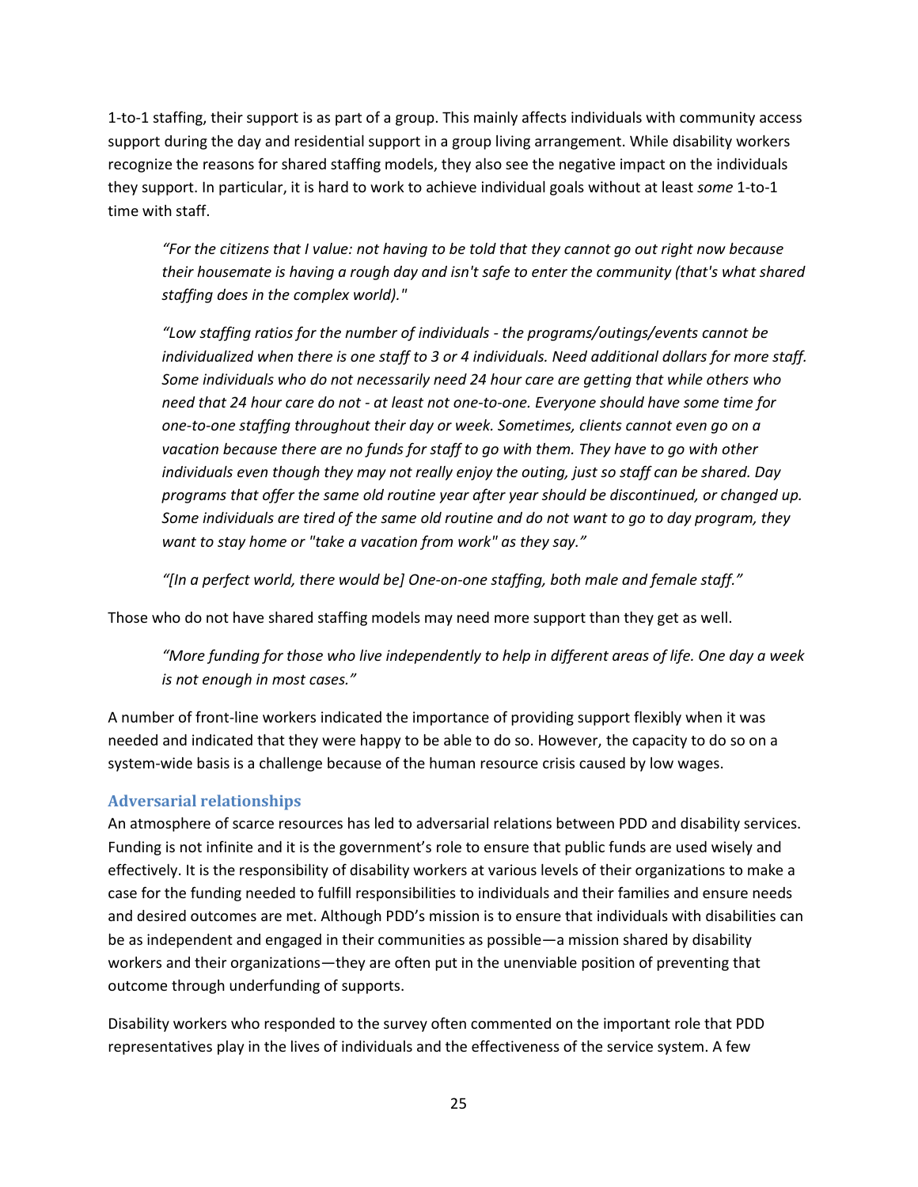1-to-1 staffing, their support is as part of a group. This mainly affects individuals with community access support during the day and residential support in a group living arrangement. While disability workers recognize the reasons for shared staffing models, they also see the negative impact on the individuals they support. In particular, it is hard to work to achieve individual goals without at least *some* 1-to-1 time with staff.

> *"For the citizens that I value: not having to be told that they cannot go out right now because their housemate is having a rough day and isn't safe to enter the community (that's what shared staffing does in the complex world)."*

> *"Low staffing ratios for the number of individuals - the programs/outings/events cannot be individualized when there is one staff to 3 or 4 individuals. Need additional dollars for more staff. Some individuals who do not necessarily need 24 hour care are getting that while others who need that 24 hour care do not - at least not one-to-one. Everyone should have some time for one-to-one staffing throughout their day or week. Sometimes, clients cannot even go on a vacation because there are no funds for staff to go with them. They have to go with other individuals even though they may not really enjoy the outing, just so staff can be shared. Day programs that offer the same old routine year after year should be discontinued, or changed up. Some individuals are tired of the same old routine and do not want to go to day program, they want to stay home or "take a vacation from work" as they say."*

> *"[In a perfect world, there would be] One-on-one staffing, both male and female staff."*

Those who do not have shared staffing models may need more support than they get as well.

> *"More funding for those who live independently to help in different areas of life. One day a week is not enough in most cases."*

A number of front-line workers indicated the importance of providing support flexibly when it was needed and indicated that they were happy to be able to do so. However, the capacity to do so on a system-wide basis is a challenge because of the human resource crisis caused by low wages.

### Adversarial relationships

An atmosphere of scarce resources has led to adversarial relations between PDD and disability services. Funding is not infinite and it is the government's role to ensure that public funds are used wisely and effectively. It is the responsibility of disability workers at various levels of their organizations to make a case for the funding needed to fulfill responsibilities to individuals and their families and ensure needs and desired outcomes are met. Although PDD's mission is to ensure that individuals with disabilities can be as independent and engaged in their communities as possible—a mission shared by disability workers and their organizations—they are often put in the unenviable position of preventing that outcome through underfunding of supports.

Disability workers who responded to the survey often commented on the important role that PDD representatives play in the lives of individuals and the effectiveness of the service system. A few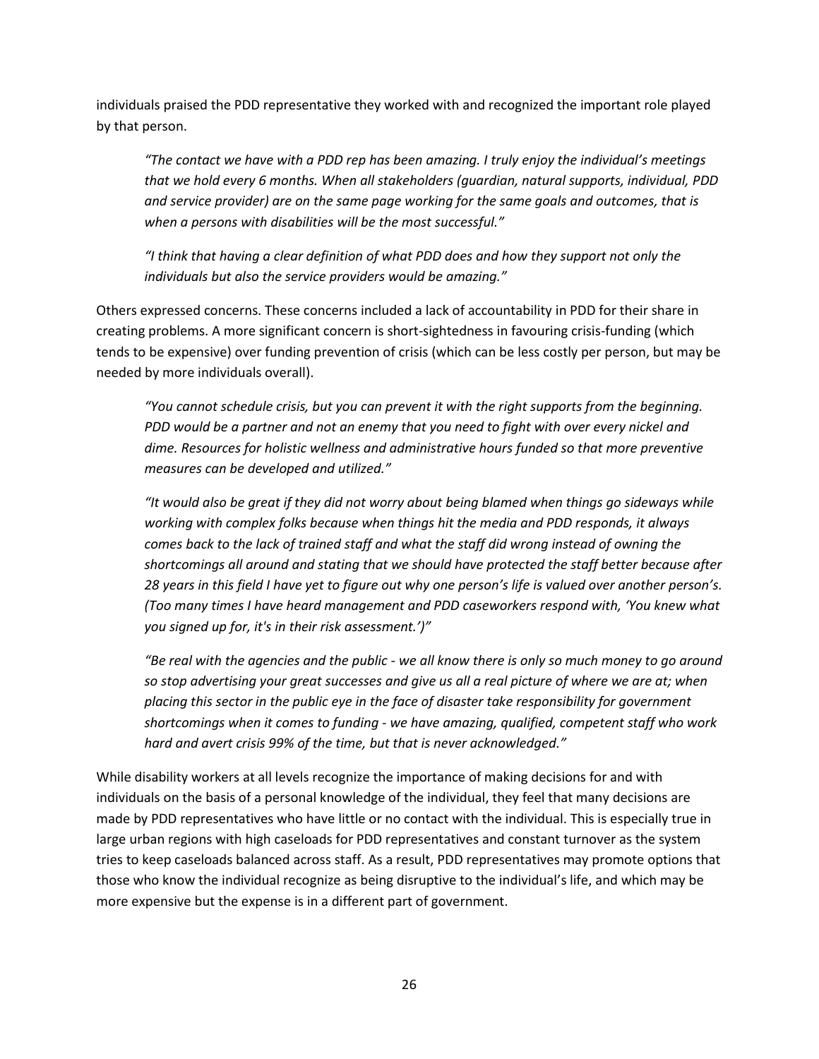individuals praised the PDD representative they worked with and recognized the important role played by that person.

> *"The contact we have with a PDD rep has been amazing. I truly enjoy the individual's meetings that we hold every 6 months. When all stakeholders (guardian, natural supports, individual, PDD and service provider) are on the same page working for the same goals and outcomes, that is when a persons with disabilities will be the most successful."*

> *"I think that having a clear definition of what PDD does and how they support not only the individuals but also the service providers would be amazing."*

Others expressed concerns. These concerns included a lack of accountability in PDD for their share in creating problems. A more significant concern is short-sightedness in favouring crisis-funding (which tends to be expensive) over funding prevention of crisis (which can be less costly per person, but may be needed by more individuals overall).

> *"You cannot schedule crisis, but you can prevent it with the right supports from the beginning. PDD would be a partner and not an enemy that you need to fight with over every nickel and dime. Resources for holistic wellness and administrative hours funded so that more preventive measures can be developed and utilized."*

> *"It would also be great if they did not worry about being blamed when things go sideways while working with complex folks because when things hit the media and PDD responds, it always comes back to the lack of trained staff and what the staff did wrong instead of owning the shortcomings all around and stating that we should have protected the staff better because after 28 years in this field I have yet to figure out why one person's life is valued over another person's. (Too many times I have heard management and PDD caseworkers respond with, 'You knew what you signed up for, it's in their risk assessment.')"*

> *"Be real with the agencies and the public - we all know there is only so much money to go around so stop advertising your great successes and give us all a real picture of where we are at; when placing this sector in the public eye in the face of disaster take responsibility for government shortcomings when it comes to funding - we have amazing, qualified, competent staff who work hard and avert crisis 99% of the time, but that is never acknowledged."*

While disability workers at all levels recognize the importance of making decisions for and with individuals on the basis of a personal knowledge of the individual, they feel that many decisions are made by PDD representatives who have little or no contact with the individual. This is especially true in large urban regions with high caseloads for PDD representatives and constant turnover as the system tries to keep caseloads balanced across staff. As a result, PDD representatives may promote options that those who know the individual recognize as being disruptive to the individual's life, and which may be more expensive but the expense is in a different part of government.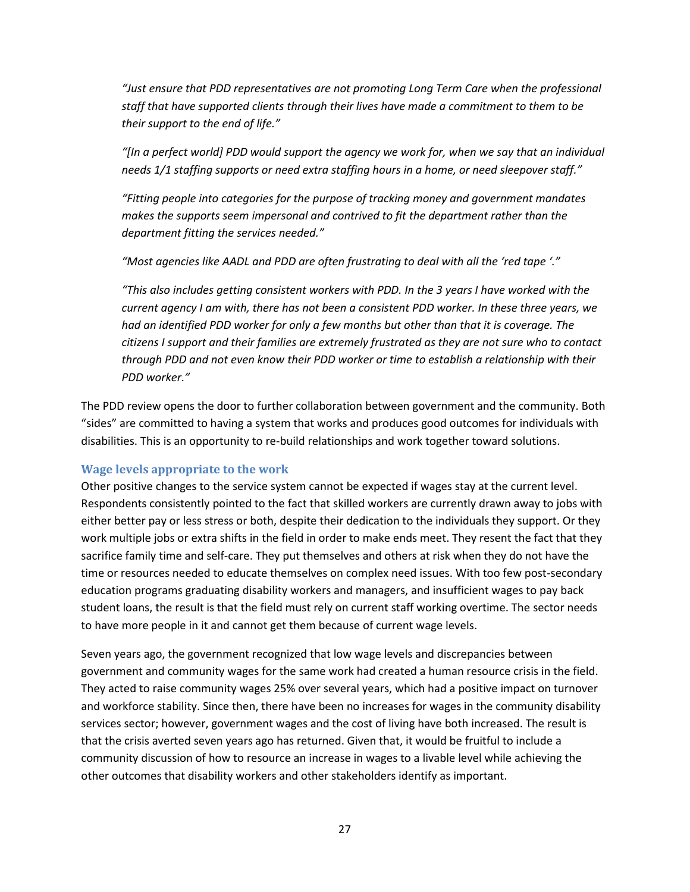*"Just ensure that PDD representatives are not promoting Long Term Care when the professional staff that have supported clients through their lives have made a commitment to them to be their support to the end of life."*

*"[In a perfect world] PDD would support the agency we work for, when we say that an individual needs 1/1 staffing supports or need extra staffing hours in a home, or need sleepover staff."*

*"Fitting people into categories for the purpose of tracking money and government mandates makes the supports seem impersonal and contrived to fit the department rather than the department fitting the services needed."*

*"Most agencies like AADL and PDD are often frustrating to deal with all the 'red tape '."*

*"This also includes getting consistent workers with PDD. In the 3 years I have worked with the current agency I am with, there has not been a consistent PDD worker. In these three years, we had an identified PDD worker for only a few months but other than that it is coverage. The citizens I support and their families are extremely frustrated as they are not sure who to contact through PDD and not even know their PDD worker or time to establish a relationship with their PDD worker."*

The PDD review opens the door to further collaboration between government and the community. Both "sides" are committed to having a system that works and produces good outcomes for individuals with disabilities. This is an opportunity to re-build relationships and work together toward solutions.

### Wage levels appropriate to the work

Other positive changes to the service system cannot be expected if wages stay at the current level. Respondents consistently pointed to the fact that skilled workers are currently drawn away to jobs with either better pay or less stress or both, despite their dedication to the individuals they support. Or they work multiple jobs or extra shifts in the field in order to make ends meet. They resent the fact that they sacrifice family time and self-care. They put themselves and others at risk when they do not have the time or resources needed to educate themselves on complex need issues. With too few post-secondary education programs graduating disability workers and managers, and insufficient wages to pay back student loans, the result is that the field must rely on current staff working overtime. The sector needs to have more people in it and cannot get them because of current wage levels.

Seven years ago, the government recognized that low wage levels and discrepancies between government and community wages for the same work had created a human resource crisis in the field. They acted to raise community wages 25% over several years, which had a positive impact on turnover and workforce stability. Since then, there have been no increases for wages in the community disability services sector; however, government wages and the cost of living have both increased. The result is that the crisis averted seven years ago has returned. Given that, it would be fruitful to include a community discussion of how to resource an increase in wages to a livable level while achieving the other outcomes that disability workers and other stakeholders identify as important.